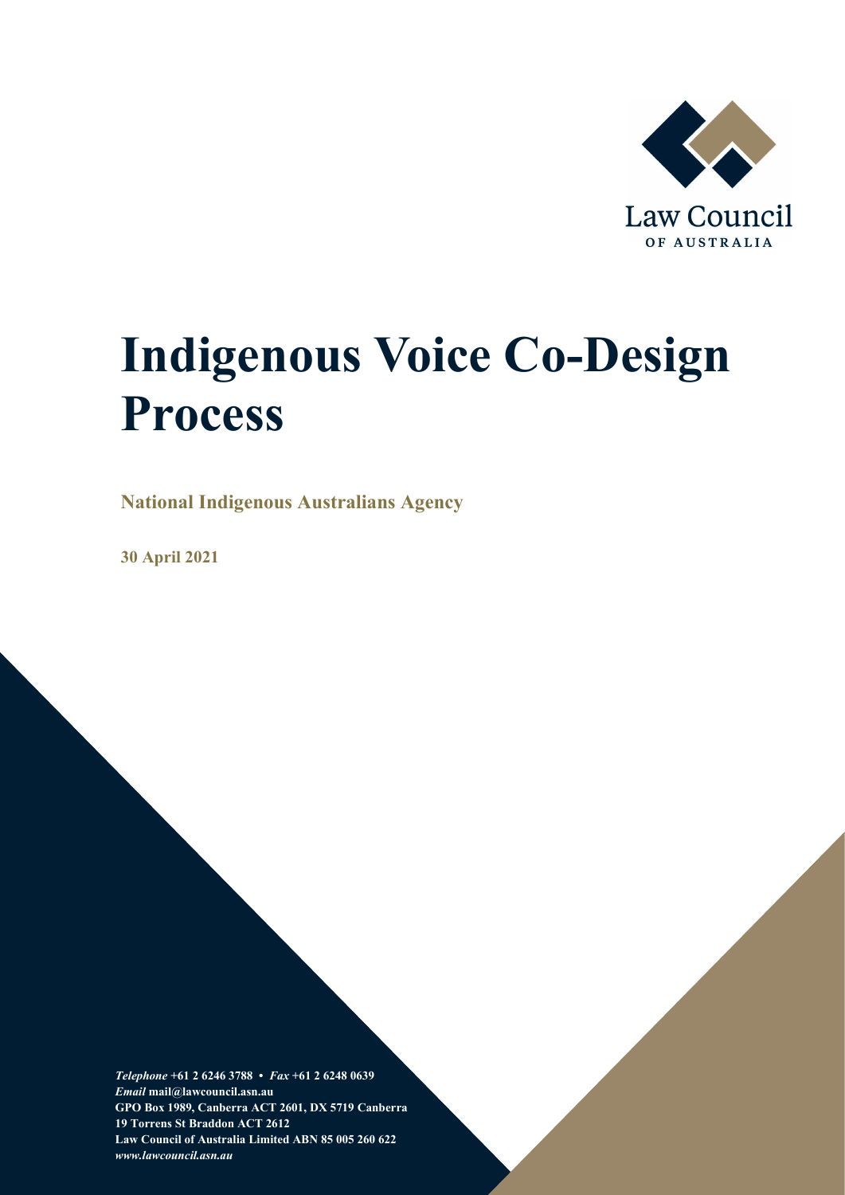Law Council OF AUSTRALIA

# Indigenous Voice Co-Design Process

**National Indigenous Australians Agency**

**30 April 2021**

***Telephone*** **+61 2 6246 3788 •** ***Fax*** **+61 2 6248 0639**
***Email*** **mail@lawcouncil.asn.au**
**GPO Box 1989, Canberra ACT 2601, DX 5719 Canberra**
**19 Torrens St Braddon ACT 2612**
**Law Council of Australia Limited ABN 85 005 260 622**
***www.lawcouncil.asn.au***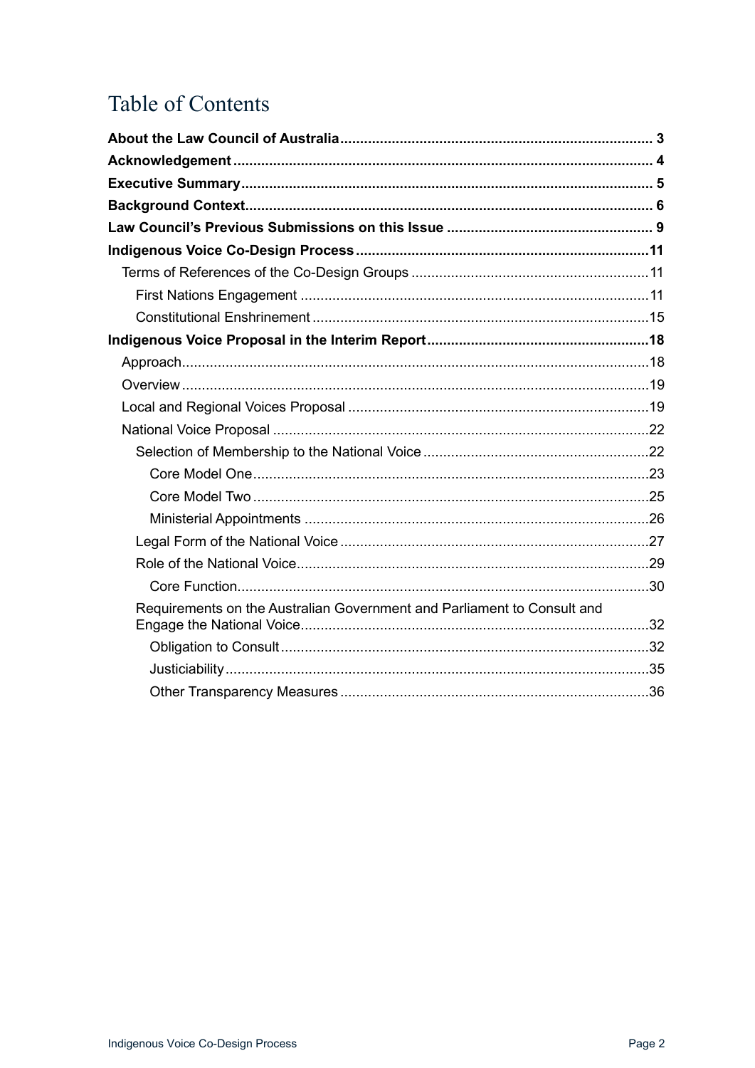# Table of Contents

**About the Law Council of Australia** ..... 3
**Acknowledgement** ..... 4
**Executive Summary** ..... 5
**Background Context** ..... 6
**Law Council's Previous Submissions on this Issue** ..... 9
**Indigenous Voice Co-Design Process** ..... 11

- Terms of References of the Co-Design Groups ..... 11
  - First Nations Engagement ..... 11
  - Constitutional Enshrinement ..... 15

**Indigenous Voice Proposal in the Interim Report** ..... 18

- Approach ..... 18
- Overview ..... 19
- Local and Regional Voices Proposal ..... 19
- National Voice Proposal ..... 22
  - Selection of Membership to the National Voice ..... 22
    - Core Model One ..... 23
    - Core Model Two ..... 25
    - Ministerial Appointments ..... 26
  - Legal Form of the National Voice ..... 27
  - Role of the National Voice ..... 29
    - Core Function ..... 30
  - Requirements on the Australian Government and Parliament to Consult and Engage the National Voice ..... 32
    - Obligation to Consult ..... 32
    - Justiciability ..... 35
    - Other Transparency Measures ..... 36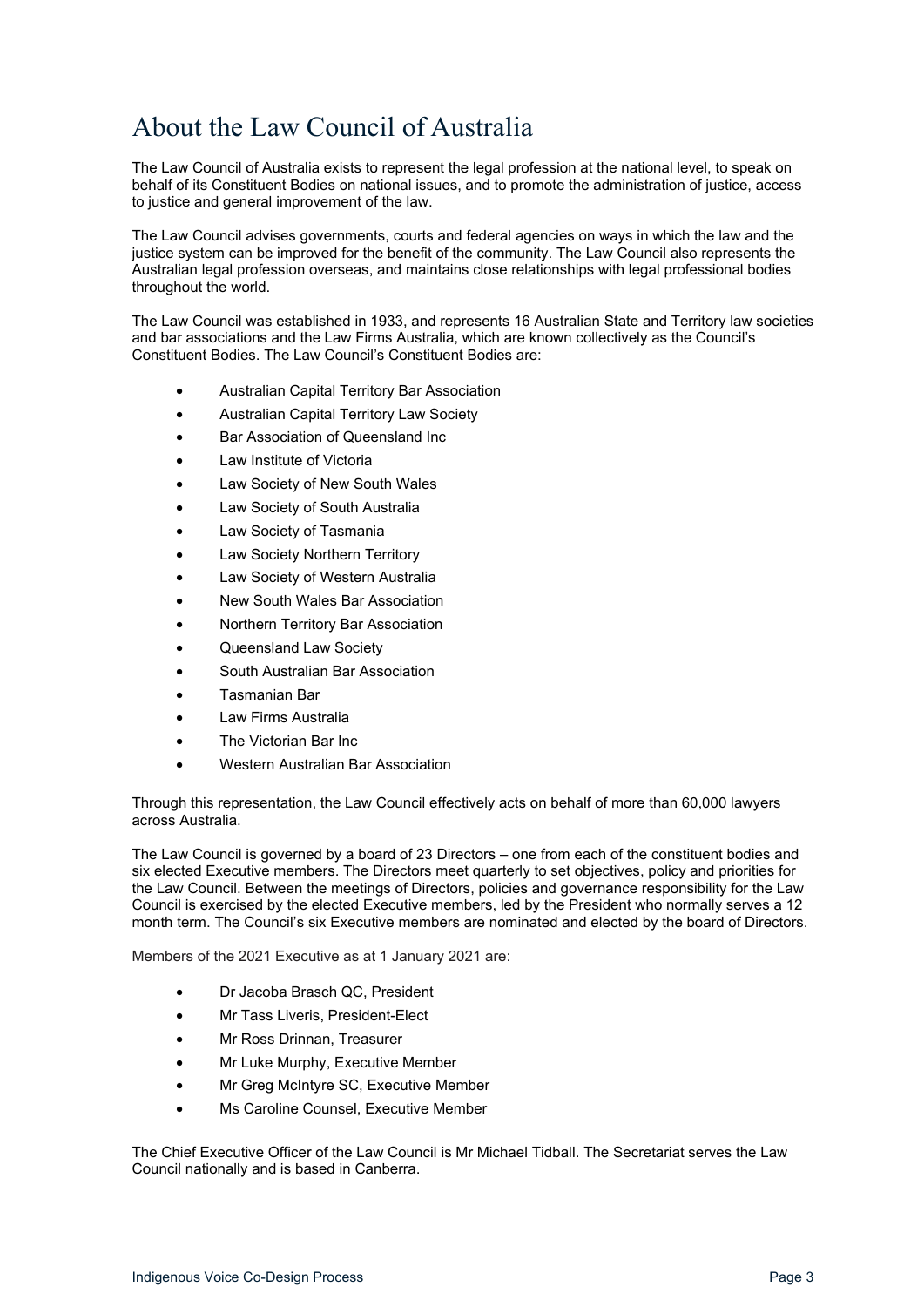# About the Law Council of Australia

The Law Council of Australia exists to represent the legal profession at the national level, to speak on behalf of its Constituent Bodies on national issues, and to promote the administration of justice, access to justice and general improvement of the law.

The Law Council advises governments, courts and federal agencies on ways in which the law and the justice system can be improved for the benefit of the community. The Law Council also represents the Australian legal profession overseas, and maintains close relationships with legal professional bodies throughout the world.

The Law Council was established in 1933, and represents 16 Australian State and Territory law societies and bar associations and the Law Firms Australia, which are known collectively as the Council's Constituent Bodies. The Law Council's Constituent Bodies are:

- Australian Capital Territory Bar Association
- Australian Capital Territory Law Society
- Bar Association of Queensland Inc
- Law Institute of Victoria
- Law Society of New South Wales
- Law Society of South Australia
- Law Society of Tasmania
- Law Society Northern Territory
- Law Society of Western Australia
- New South Wales Bar Association
- Northern Territory Bar Association
- Queensland Law Society
- South Australian Bar Association
- Tasmanian Bar
- Law Firms Australia
- The Victorian Bar Inc
- Western Australian Bar Association

Through this representation, the Law Council effectively acts on behalf of more than 60,000 lawyers across Australia.

The Law Council is governed by a board of 23 Directors – one from each of the constituent bodies and six elected Executive members. The Directors meet quarterly to set objectives, policy and priorities for the Law Council. Between the meetings of Directors, policies and governance responsibility for the Law Council is exercised by the elected Executive members, led by the President who normally serves a 12 month term. The Council's six Executive members are nominated and elected by the board of Directors.

Members of the 2021 Executive as at 1 January 2021 are:

- Dr Jacoba Brasch QC, President
- Mr Tass Liveris, President-Elect
- Mr Ross Drinnan, Treasurer
- Mr Luke Murphy, Executive Member
- Mr Greg McIntyre SC, Executive Member
- Ms Caroline Counsel, Executive Member

The Chief Executive Officer of the Law Council is Mr Michael Tidball. The Secretariat serves the Law Council nationally and is based in Canberra.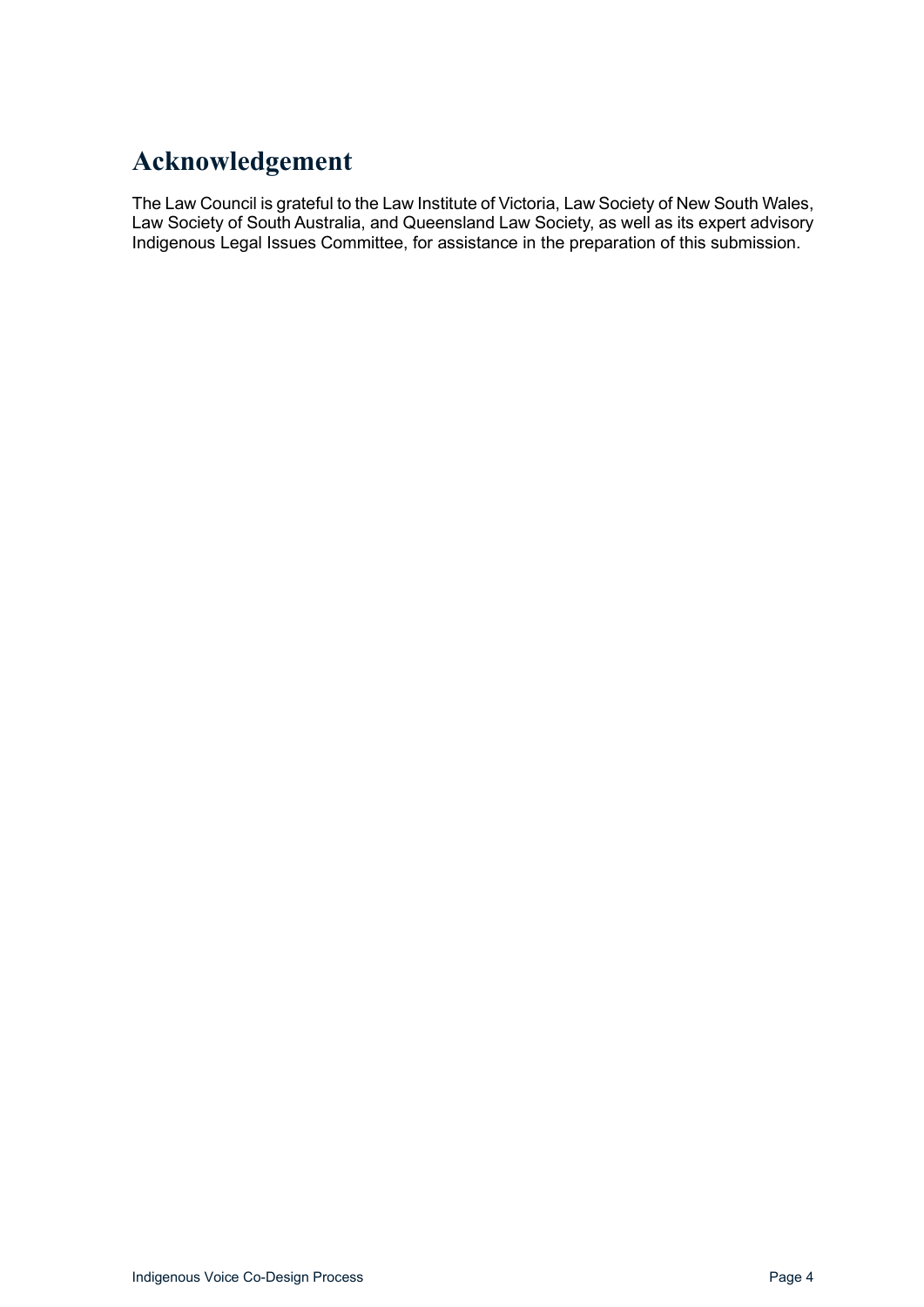# Acknowledgement

The Law Council is grateful to the Law Institute of Victoria, Law Society of New South Wales, Law Society of South Australia, and Queensland Law Society, as well as its expert advisory Indigenous Legal Issues Committee, for assistance in the preparation of this submission.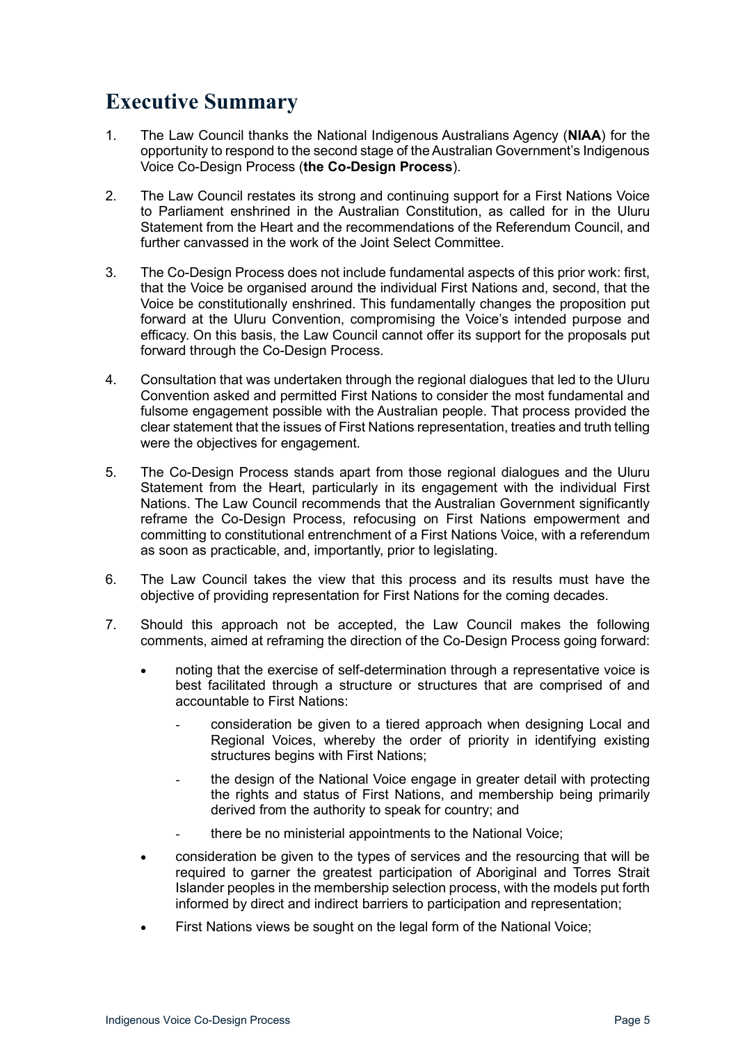# Executive Summary

1. The Law Council thanks the National Indigenous Australians Agency (**NIAA**) for the opportunity to respond to the second stage of the Australian Government's Indigenous Voice Co-Design Process (**the Co-Design Process**).

2. The Law Council restates its strong and continuing support for a First Nations Voice to Parliament enshrined in the Australian Constitution, as called for in the Uluru Statement from the Heart and the recommendations of the Referendum Council, and further canvassed in the work of the Joint Select Committee.

3. The Co-Design Process does not include fundamental aspects of this prior work: first, that the Voice be organised around the individual First Nations and, second, that the Voice be constitutionally enshrined. This fundamentally changes the proposition put forward at the Uluru Convention, compromising the Voice's intended purpose and efficacy. On this basis, the Law Council cannot offer its support for the proposals put forward through the Co-Design Process.

4. Consultation that was undertaken through the regional dialogues that led to the Uluru Convention asked and permitted First Nations to consider the most fundamental and fulsome engagement possible with the Australian people. That process provided the clear statement that the issues of First Nations representation, treaties and truth telling were the objectives for engagement.

5. The Co-Design Process stands apart from those regional dialogues and the Uluru Statement from the Heart, particularly in its engagement with the individual First Nations. The Law Council recommends that the Australian Government significantly reframe the Co-Design Process, refocusing on First Nations empowerment and committing to constitutional entrenchment of a First Nations Voice, with a referendum as soon as practicable, and, importantly, prior to legislating.

6. The Law Council takes the view that this process and its results must have the objective of providing representation for First Nations for the coming decades.

7. Should this approach not be accepted, the Law Council makes the following comments, aimed at reframing the direction of the Co-Design Process going forward:

   - noting that the exercise of self-determination through a representative voice is best facilitated through a structure or structures that are comprised of and accountable to First Nations:
     - consideration be given to a tiered approach when designing Local and Regional Voices, whereby the order of priority in identifying existing structures begins with First Nations;
     - the design of the National Voice engage in greater detail with protecting the rights and status of First Nations, and membership being primarily derived from the authority to speak for country; and
     - there be no ministerial appointments to the National Voice;
   - consideration be given to the types of services and the resourcing that will be required to garner the greatest participation of Aboriginal and Torres Strait Islander peoples in the membership selection process, with the models put forth informed by direct and indirect barriers to participation and representation;
   - First Nations views be sought on the legal form of the National Voice;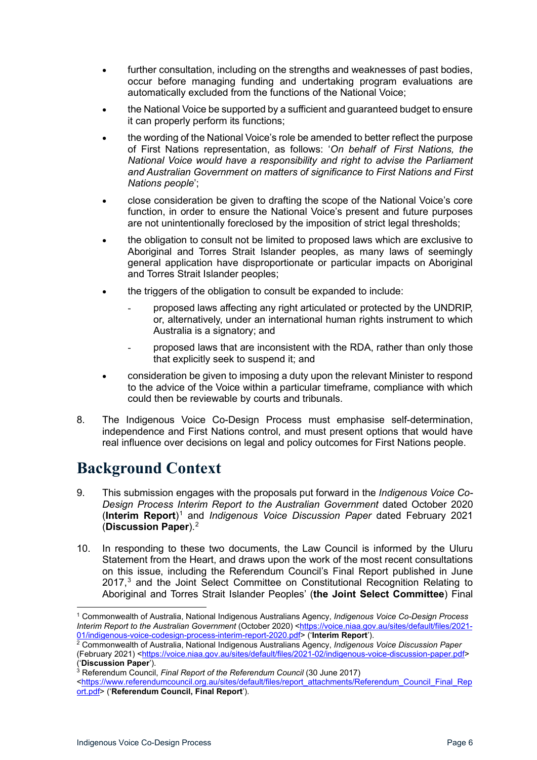- further consultation, including on the strengths and weaknesses of past bodies, occur before managing funding and undertaking program evaluations are automatically excluded from the functions of the National Voice;
- the National Voice be supported by a sufficient and guaranteed budget to ensure it can properly perform its functions;
- the wording of the National Voice's role be amended to better reflect the purpose of First Nations representation, as follows: '*On behalf of First Nations, the National Voice would have a responsibility and right to advise the Parliament and Australian Government on matters of significance to First Nations and First Nations people*';
- close consideration be given to drafting the scope of the National Voice's core function, in order to ensure the National Voice's present and future purposes are not unintentionally foreclosed by the imposition of strict legal thresholds;
- the obligation to consult not be limited to proposed laws which are exclusive to Aboriginal and Torres Strait Islander peoples, as many laws of seemingly general application have disproportionate or particular impacts on Aboriginal and Torres Strait Islander peoples;
- the triggers of the obligation to consult be expanded to include:
  - proposed laws affecting any right articulated or protected by the UNDRIP, or, alternatively, under an international human rights instrument to which Australia is a signatory; and
  - proposed laws that are inconsistent with the RDA, rather than only those that explicitly seek to suspend it; and
- consideration be given to imposing a duty upon the relevant Minister to respond to the advice of the Voice within a particular timeframe, compliance with which could then be reviewable by courts and tribunals.

8. The Indigenous Voice Co-Design Process must emphasise self-determination, independence and First Nations control, and must present options that would have real influence over decisions on legal and policy outcomes for First Nations people.

# Background Context

9. This submission engages with the proposals put forward in the *Indigenous Voice Co-Design Process Interim Report to the Australian Government* dated October 2020 (**Interim Report**)[1] and *Indigenous Voice Discussion Paper* dated February 2021 (**Discussion Paper**).[2]

10. In responding to these two documents, the Law Council is informed by the Uluru Statement from the Heart, and draws upon the work of the most recent consultations on this issue, including the Referendum Council's Final Report published in June 2017,[3] and the Joint Select Committee on Constitutional Recognition Relating to Aboriginal and Torres Strait Islander Peoples' (**the Joint Select Committee**) Final

---

[1] Commonwealth of Australia, National Indigenous Australians Agency, *Indigenous Voice Co-Design Process Interim Report to the Australian Government* (October 2020) <https://voice.niaa.gov.au/sites/default/files/2021-01/indigenous-voice-codesign-process-interim-report-2020.pdf> ('**Interim Report**').

[2] Commonwealth of Australia, National Indigenous Australians Agency, *Indigenous Voice Discussion Paper* (February 2021) <https://voice.niaa.gov.au/sites/default/files/2021-02/indigenous-voice-discussion-paper.pdf> ('**Discussion Paper**').

[3] Referendum Council, *Final Report of the Referendum Council* (30 June 2017) <https://www.referendumcouncil.org.au/sites/default/files/report_attachments/Referendum_Council_Final_Report.pdf> ('**Referendum Council, Final Report**').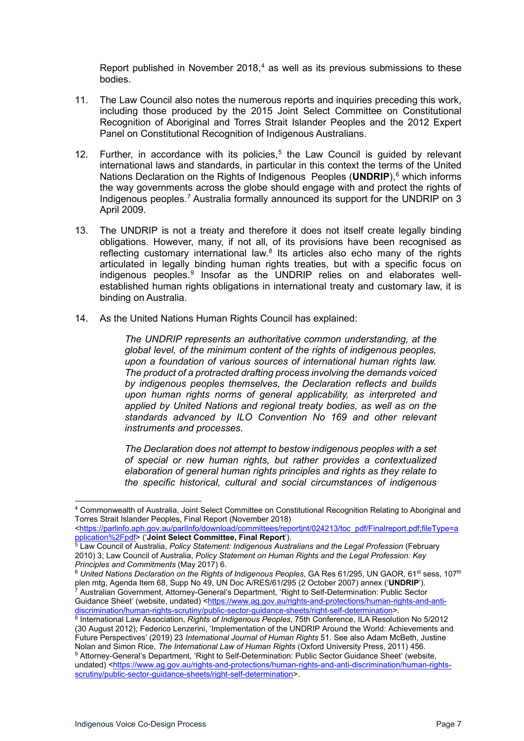Report published in November 2018,[4] as well as its previous submissions to these bodies.

11. The Law Council also notes the numerous reports and inquiries preceding this work, including those produced by the 2015 Joint Select Committee on Constitutional Recognition of Aboriginal and Torres Strait Islander Peoples and the 2012 Expert Panel on Constitutional Recognition of Indigenous Australians.

12. Further, in accordance with its policies,[5] the Law Council is guided by relevant international laws and standards, in particular in this context the terms of the United Nations Declaration on the Rights of Indigenous Peoples (**UNDRIP**),[6] which informs the way governments across the globe should engage with and protect the rights of Indigenous peoples.[7] Australia formally announced its support for the UNDRIP on 3 April 2009.

13. The UNDRIP is not a treaty and therefore it does not itself create legally binding obligations. However, many, if not all, of its provisions have been recognised as reflecting customary international law.[8] Its articles also echo many of the rights articulated in legally binding human rights treaties, but with a specific focus on indigenous peoples.[9] Insofar as the UNDRIP relies on and elaborates well-established human rights obligations in international treaty and customary law, it is binding on Australia.

14. As the United Nations Human Rights Council has explained:

> *The UNDRIP represents an authoritative common understanding, at the global level, of the minimum content of the rights of indigenous peoples, upon a foundation of various sources of international human rights law. The product of a protracted drafting process involving the demands voiced by indigenous peoples themselves, the Declaration reflects and builds upon human rights norms of general applicability, as interpreted and applied by United Nations and regional treaty bodies, as well as on the standards advanced by ILO Convention No 169 and other relevant instruments and processes.*
>
> *The Declaration does not attempt to bestow indigenous peoples with a set of special or new human rights, but rather provides a contextualized elaboration of general human rights principles and rights as they relate to the specific historical, cultural and social circumstances of indigenous*

---

[4] Commonwealth of Australia, Joint Select Committee on Constitutional Recognition Relating to Aboriginal and Torres Strait Islander Peoples, Final Report (November 2018) <https://parlinfo.aph.gov.au/parlInfo/download/committees/reportjnt/024213/toc_pdf/Finalreport.pdf;fileType=application%2Fpdf> ('**Joint Select Committee, Final Report**').

[5] Law Council of Australia, *Policy Statement: Indigenous Australians and the Legal Profession* (February 2010) 3; Law Council of Australia, *Policy Statement on Human Rights and the Legal Profession: Key Principles and Commitments* (May 2017) 6.

[6] *United Nations Declaration on the Rights of Indigenous Peoples*, GA Res 61/295, UN GAOR, 61st sess, 107th plen mtg, Agenda Item 68, Supp No 49, UN Doc A/RES/61/295 (2 October 2007) annex ('**UNDRIP**').

[7] Australian Government, Attorney-General's Department, 'Right to Self-Determination: Public Sector Guidance Sheet' (website, undated) <https://www.ag.gov.au/rights-and-protections/human-rights-and-anti-discrimination/human-rights-scrutiny/public-sector-guidance-sheets/right-self-determination>.

[8] International Law Association, *Rights of Indigenous Peoples*, 75th Conference, ILA Resolution No 5/2012 (30 August 2012); Federico Lenzerini, 'Implementation of the UNDRIP Around the World: Achievements and Future Perspectives' (2019) 23 *International Journal of Human Rights* 51. See also Adam McBeth, Justine Nolan and Simon Rice, *The International Law of Human Rights* (Oxford University Press, 2011) 456.

[9] Attorney-General's Department, 'Right to Self-Determination: Public Sector Guidance Sheet' (website, undated) <https://www.ag.gov.au/rights-and-protections/human-rights-and-anti-discrimination/human-rights-scrutiny/public-sector-guidance-sheets/right-self-determination>.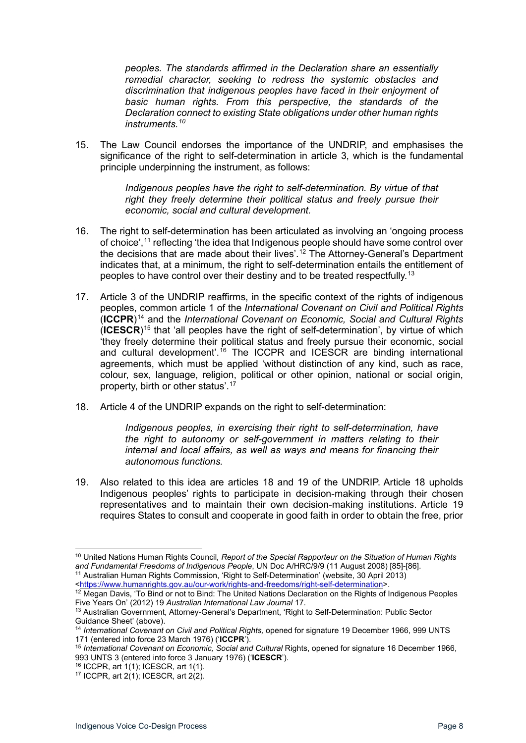> *peoples. The standards affirmed in the Declaration share an essentially remedial character, seeking to redress the systemic obstacles and discrimination that indigenous peoples have faced in their enjoyment of basic human rights. From this perspective, the standards of the Declaration connect to existing State obligations under other human rights instruments.*[10]

15. The Law Council endorses the importance of the UNDRIP, and emphasises the significance of the right to self-determination in article 3, which is the fundamental principle underpinning the instrument, as follows:

> *Indigenous peoples have the right to self-determination. By virtue of that right they freely determine their political status and freely pursue their economic, social and cultural development.*

16. The right to self-determination has been articulated as involving an 'ongoing process of choice',[11] reflecting 'the idea that Indigenous people should have some control over the decisions that are made about their lives'.[12] The Attorney-General's Department indicates that, at a minimum, the right to self-determination entails the entitlement of peoples to have control over their destiny and to be treated respectfully.[13]

17. Article 3 of the UNDRIP reaffirms, in the specific context of the rights of indigenous peoples, common article 1 of the *International Covenant on Civil and Political Rights* (**ICCPR**)[14] and the *International Covenant on Economic, Social and Cultural Rights* (**ICESCR**)[15] that 'all peoples have the right of self-determination', by virtue of which 'they freely determine their political status and freely pursue their economic, social and cultural development'.[16] The ICCPR and ICESCR are binding international agreements, which must be applied 'without distinction of any kind, such as race, colour, sex, language, religion, political or other opinion, national or social origin, property, birth or other status'.[17]

18. Article 4 of the UNDRIP expands on the right to self-determination:

> *Indigenous peoples, in exercising their right to self-determination, have the right to autonomy or self-government in matters relating to their internal and local affairs, as well as ways and means for financing their autonomous functions.*

19. Also related to this idea are articles 18 and 19 of the UNDRIP. Article 18 upholds Indigenous peoples' rights to participate in decision-making through their chosen representatives and to maintain their own decision-making institutions. Article 19 requires States to consult and cooperate in good faith in order to obtain the free, prior

---

[10] United Nations Human Rights Council, *Report of the Special Rapporteur on the Situation of Human Rights and Fundamental Freedoms of Indigenous People*, UN Doc A/HRC/9/9 (11 August 2008) [85]-[86].

[11] Australian Human Rights Commission, 'Right to Self-Determination' (website, 30 April 2013) <https://www.humanrights.gov.au/our-work/rights-and-freedoms/right-self-determination>.

[12] Megan Davis, 'To Bind or not to Bind: The United Nations Declaration on the Rights of Indigenous Peoples Five Years On' (2012) 19 *Australian International Law Journal* 17.

[13] Australian Government, Attorney-General's Department, 'Right to Self-Determination: Public Sector Guidance Sheet' (above).

[14] *International Covenant on Civil and Political Rights,* opened for signature 19 December 1966, 999 UNTS 171 (entered into force 23 March 1976) ('**ICCPR**').

[15] *International Covenant on Economic, Social and Cultural* Rights, opened for signature 16 December 1966, 993 UNTS 3 (entered into force 3 January 1976) ('**ICESCR**').

[16] ICCPR, art 1(1); ICESCR, art 1(1).

[17] ICCPR, art 2(1); ICESCR, art 2(2).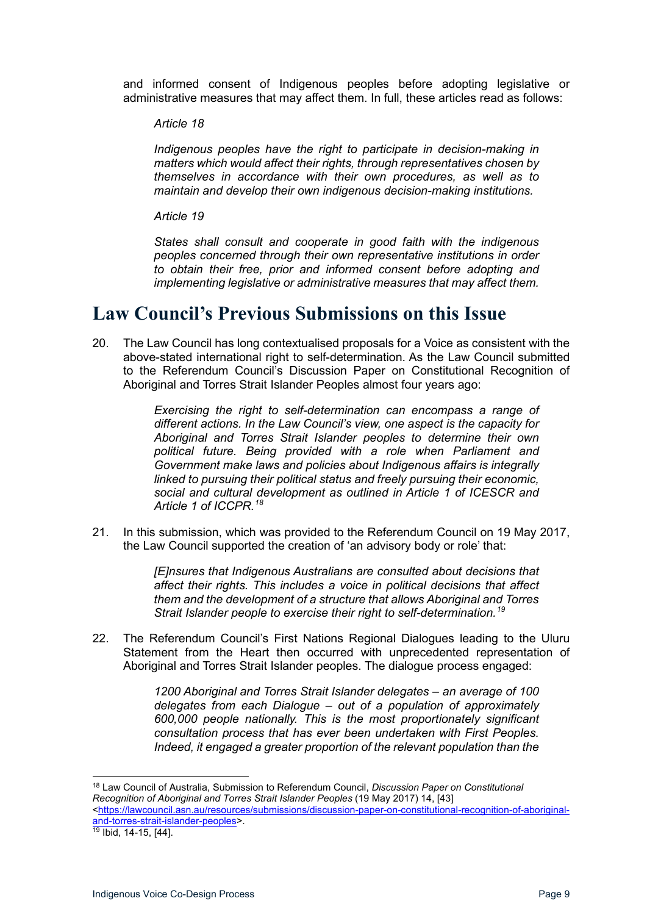and informed consent of Indigenous peoples before adopting legislative or administrative measures that may affect them. In full, these articles read as follows:

> *Article 18*
>
> *Indigenous peoples have the right to participate in decision-making in matters which would affect their rights, through representatives chosen by themselves in accordance with their own procedures, as well as to maintain and develop their own indigenous decision-making institutions.*
>
> *Article 19*
>
> *States shall consult and cooperate in good faith with the indigenous peoples concerned through their own representative institutions in order to obtain their free, prior and informed consent before adopting and implementing legislative or administrative measures that may affect them.*

# Law Council's Previous Submissions on this Issue

20. The Law Council has long contextualised proposals for a Voice as consistent with the above-stated international right to self-determination. As the Law Council submitted to the Referendum Council's Discussion Paper on Constitutional Recognition of Aboriginal and Torres Strait Islander Peoples almost four years ago:

> *Exercising the right to self-determination can encompass a range of different actions. In the Law Council's view, one aspect is the capacity for Aboriginal and Torres Strait Islander peoples to determine their own political future. Being provided with a role when Parliament and Government make laws and policies about Indigenous affairs is integrally linked to pursuing their political status and freely pursuing their economic, social and cultural development as outlined in Article 1 of ICESCR and Article 1 of ICCPR.*[18]

21. In this submission, which was provided to the Referendum Council on 19 May 2017, the Law Council supported the creation of 'an advisory body or role' that:

> *[E]nsures that Indigenous Australians are consulted about decisions that affect their rights. This includes a voice in political decisions that affect them and the development of a structure that allows Aboriginal and Torres Strait Islander people to exercise their right to self-determination.*[19]

22. The Referendum Council's First Nations Regional Dialogues leading to the Uluru Statement from the Heart then occurred with unprecedented representation of Aboriginal and Torres Strait Islander peoples. The dialogue process engaged:

> *1200 Aboriginal and Torres Strait Islander delegates – an average of 100 delegates from each Dialogue – out of a population of approximately 600,000 people nationally. This is the most proportionately significant consultation process that has ever been undertaken with First Peoples. Indeed, it engaged a greater proportion of the relevant population than the*

---

[18] Law Council of Australia, Submission to Referendum Council, *Discussion Paper on Constitutional Recognition of Aboriginal and Torres Strait Islander Peoples* (19 May 2017) 14, [43] <https://lawcouncil.asn.au/resources/submissions/discussion-paper-on-constitutional-recognition-of-aboriginal-and-torres-strait-islander-peoples>.

[19] Ibid, 14-15, [44].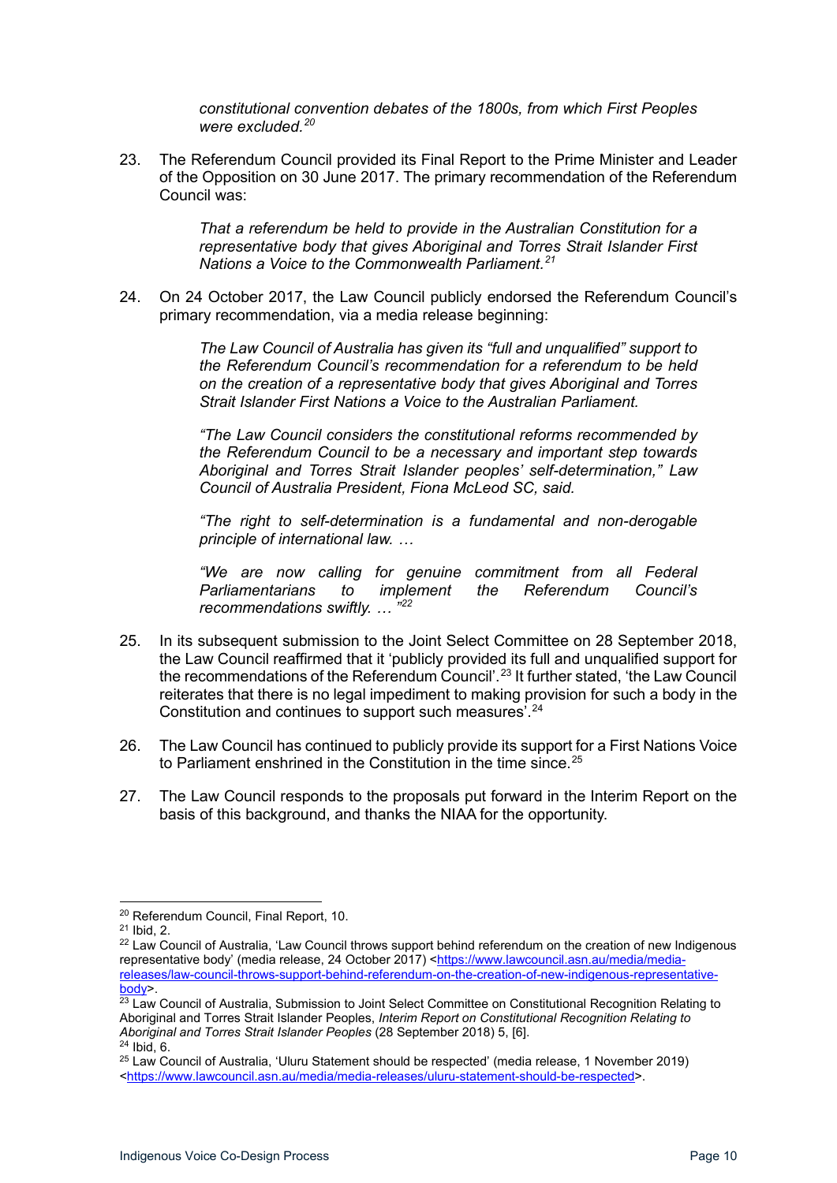> *constitutional convention debates of the 1800s, from which First Peoples were excluded.*[20]

23. The Referendum Council provided its Final Report to the Prime Minister and Leader of the Opposition on 30 June 2017. The primary recommendation of the Referendum Council was:

> *That a referendum be held to provide in the Australian Constitution for a representative body that gives Aboriginal and Torres Strait Islander First Nations a Voice to the Commonwealth Parliament.*[21]

24. On 24 October 2017, the Law Council publicly endorsed the Referendum Council's primary recommendation, via a media release beginning:

> *The Law Council of Australia has given its "full and unqualified" support to the Referendum Council's recommendation for a referendum to be held on the creation of a representative body that gives Aboriginal and Torres Strait Islander First Nations a Voice to the Australian Parliament.*
>
> *"The Law Council considers the constitutional reforms recommended by the Referendum Council to be a necessary and important step towards Aboriginal and Torres Strait Islander peoples' self-determination," Law Council of Australia President, Fiona McLeod SC, said.*
>
> *"The right to self-determination is a fundamental and non-derogable principle of international law. …*
>
> *"We are now calling for genuine commitment from all Federal Parliamentarians to implement the Referendum Council's recommendations swiftly. … "*[22]

25. In its subsequent submission to the Joint Select Committee on 28 September 2018, the Law Council reaffirmed that it 'publicly provided its full and unqualified support for the recommendations of the Referendum Council'.[23] It further stated, 'the Law Council reiterates that there is no legal impediment to making provision for such a body in the Constitution and continues to support such measures'.[24]

26. The Law Council has continued to publicly provide its support for a First Nations Voice to Parliament enshrined in the Constitution in the time since.[25]

27. The Law Council responds to the proposals put forward in the Interim Report on the basis of this background, and thanks the NIAA for the opportunity.

---

[20] Referendum Council, Final Report, 10.

[21] Ibid, 2.

[22] Law Council of Australia, 'Law Council throws support behind referendum on the creation of new Indigenous representative body' (media release, 24 October 2017) <https://www.lawcouncil.asn.au/media/media-releases/law-council-throws-support-behind-referendum-on-the-creation-of-new-indigenous-representative-body>.

[23] Law Council of Australia, Submission to Joint Select Committee on Constitutional Recognition Relating to Aboriginal and Torres Strait Islander Peoples, *Interim Report on Constitutional Recognition Relating to Aboriginal and Torres Strait Islander Peoples* (28 September 2018) 5, [6].

[24] Ibid, 6.

[25] Law Council of Australia, 'Uluru Statement should be respected' (media release, 1 November 2019) <https://www.lawcouncil.asn.au/media/media-releases/uluru-statement-should-be-respected>.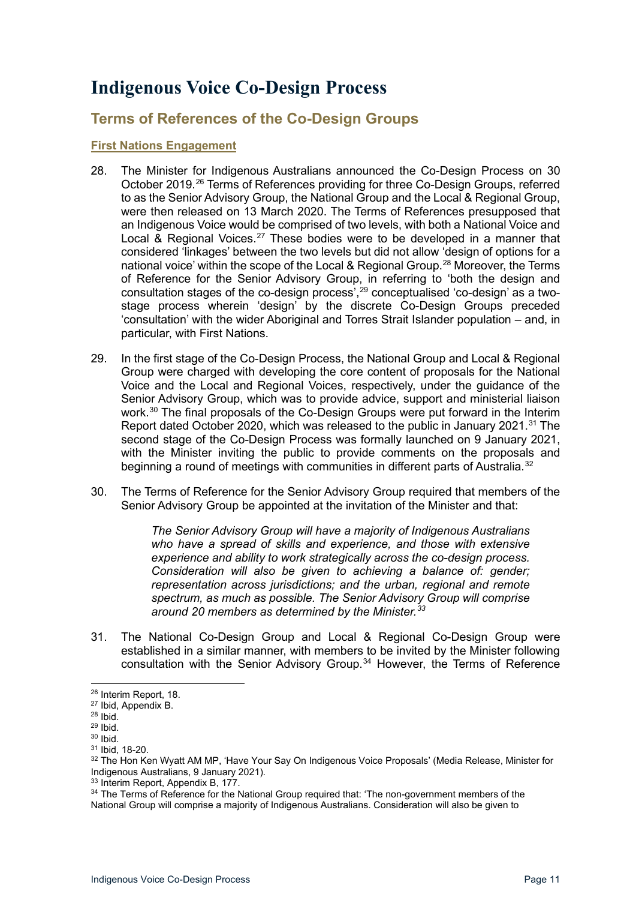# Indigenous Voice Co-Design Process

## Terms of References of the Co-Design Groups

### First Nations Engagement

28. The Minister for Indigenous Australians announced the Co-Design Process on 30 October 2019.[26] Terms of References providing for three Co-Design Groups, referred to as the Senior Advisory Group, the National Group and the Local & Regional Group, were then released on 13 March 2020. The Terms of References presupposed that an Indigenous Voice would be comprised of two levels, with both a National Voice and Local & Regional Voices.[27] These bodies were to be developed in a manner that considered 'linkages' between the two levels but did not allow 'design of options for a national voice' within the scope of the Local & Regional Group.[28] Moreover, the Terms of Reference for the Senior Advisory Group, in referring to 'both the design and consultation stages of the co-design process',[29] conceptualised 'co-design' as a two-stage process wherein 'design' by the discrete Co-Design Groups preceded 'consultation' with the wider Aboriginal and Torres Strait Islander population – and, in particular, with First Nations.

29. In the first stage of the Co-Design Process, the National Group and Local & Regional Group were charged with developing the core content of proposals for the National Voice and the Local and Regional Voices, respectively, under the guidance of the Senior Advisory Group, which was to provide advice, support and ministerial liaison work.[30] The final proposals of the Co-Design Groups were put forward in the Interim Report dated October 2020, which was released to the public in January 2021.[31] The second stage of the Co-Design Process was formally launched on 9 January 2021, with the Minister inviting the public to provide comments on the proposals and beginning a round of meetings with communities in different parts of Australia.[32]

30. The Terms of Reference for the Senior Advisory Group required that members of the Senior Advisory Group be appointed at the invitation of the Minister and that:

> *The Senior Advisory Group will have a majority of Indigenous Australians who have a spread of skills and experience, and those with extensive experience and ability to work strategically across the co-design process. Consideration will also be given to achieving a balance of: gender; representation across jurisdictions; and the urban, regional and remote spectrum, as much as possible. The Senior Advisory Group will comprise around 20 members as determined by the Minister.*[33]

31. The National Co-Design Group and Local & Regional Co-Design Group were established in a similar manner, with members to be invited by the Minister following consultation with the Senior Advisory Group.[34] However, the Terms of Reference

---

[26] Interim Report, 18.

[27] Ibid, Appendix B.

[28] Ibid.

[29] Ibid.

[30] Ibid.

[31] Ibid, 18-20.

[32] The Hon Ken Wyatt AM MP, 'Have Your Say On Indigenous Voice Proposals' (Media Release, Minister for Indigenous Australians, 9 January 2021).

[33] Interim Report, Appendix B, 177.

[34] The Terms of Reference for the National Group required that: 'The non-government members of the National Group will comprise a majority of Indigenous Australians. Consideration will also be given to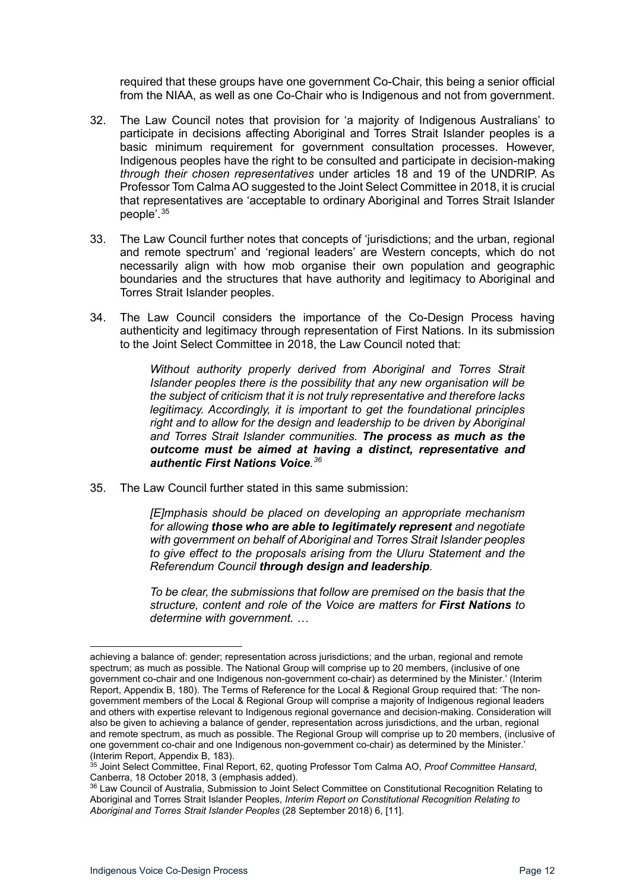required that these groups have one government Co-Chair, this being a senior official from the NIAA, as well as one Co-Chair who is Indigenous and not from government.

32. The Law Council notes that provision for 'a majority of Indigenous Australians' to participate in decisions affecting Aboriginal and Torres Strait Islander peoples is a basic minimum requirement for government consultation processes. However, Indigenous peoples have the right to be consulted and participate in decision-making *through their chosen representatives* under articles 18 and 19 of the UNDRIP. As Professor Tom Calma AO suggested to the Joint Select Committee in 2018, it is crucial that representatives are 'acceptable to ordinary Aboriginal and Torres Strait Islander people'.[35]

33. The Law Council further notes that concepts of 'jurisdictions; and the urban, regional and remote spectrum' and 'regional leaders' are Western concepts, which do not necessarily align with how mob organise their own population and geographic boundaries and the structures that have authority and legitimacy to Aboriginal and Torres Strait Islander peoples.

34. The Law Council considers the importance of the Co-Design Process having authenticity and legitimacy through representation of First Nations. In its submission to the Joint Select Committee in 2018, the Law Council noted that:

> *Without authority properly derived from Aboriginal and Torres Strait Islander peoples there is the possibility that any new organisation will be the subject of criticism that it is not truly representative and therefore lacks legitimacy. Accordingly, it is important to get the foundational principles right and to allow for the design and leadership to be driven by Aboriginal and Torres Strait Islander communities. **The process as much as the outcome must be aimed at having a distinct, representative and authentic First Nations Voice.***[36]

35. The Law Council further stated in this same submission:

> *[E]mphasis should be placed on developing an appropriate mechanism for allowing **those who are able to legitimately represent** and negotiate with government on behalf of Aboriginal and Torres Strait Islander peoples to give effect to the proposals arising from the Uluru Statement and the Referendum Council **through design and leadership**.*
>
> *To be clear, the submissions that follow are premised on the basis that the structure, content and role of the Voice are matters for **First Nations** to determine with government. …*

---

achieving a balance of: gender; representation across jurisdictions; and the urban, regional and remote spectrum; as much as possible. The National Group will comprise up to 20 members, (inclusive of one government co-chair and one Indigenous non-government co-chair) as determined by the Minister.' (Interim Report, Appendix B, 180). The Terms of Reference for the Local & Regional Group required that: 'The non-government members of the Local & Regional Group will comprise a majority of Indigenous regional leaders and others with expertise relevant to Indigenous regional governance and decision-making. Consideration will also be given to achieving a balance of gender, representation across jurisdictions, and the urban, regional and remote spectrum, as much as possible. The Regional Group will comprise up to 20 members, (inclusive of one government co-chair and one Indigenous non-government co-chair) as determined by the Minister.' (Interim Report, Appendix B, 183).

[35] Joint Select Committee, Final Report, 62, quoting Professor Tom Calma AO, *Proof Committee Hansard*, Canberra, 18 October 2018, 3 (emphasis added).

[36] Law Council of Australia, Submission to Joint Select Committee on Constitutional Recognition Relating to Aboriginal and Torres Strait Islander Peoples, *Interim Report on Constitutional Recognition Relating to Aboriginal and Torres Strait Islander Peoples* (28 September 2018) 6, [11].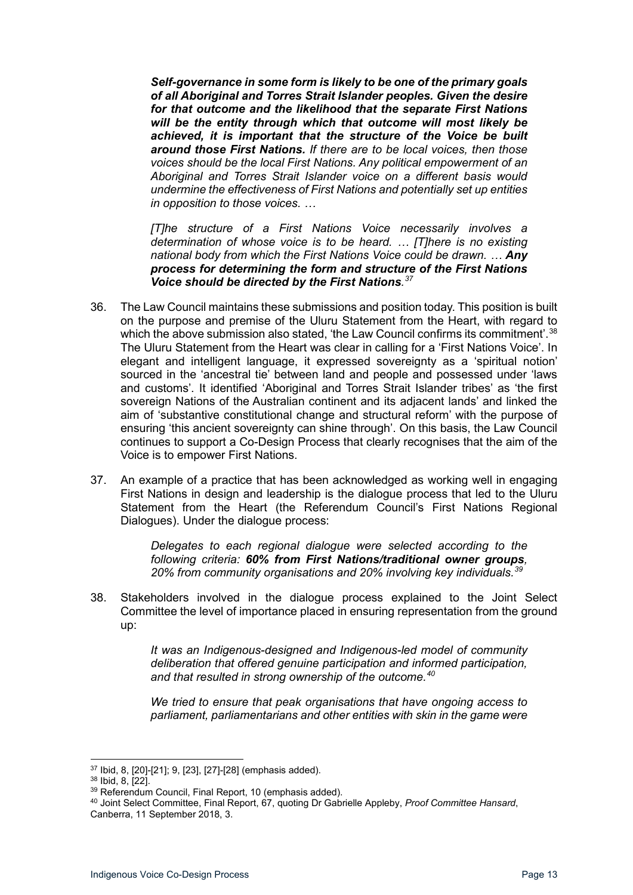> ***Self-governance in some form is likely to be one of the primary goals of all Aboriginal and Torres Strait Islander peoples. Given the desire for that outcome and the likelihood that the separate First Nations will be the entity through which that outcome will most likely be achieved, it is important that the structure of the Voice be built around those First Nations.*** *If there are to be local voices, then those voices should be the local First Nations. Any political empowerment of an Aboriginal and Torres Strait Islander voice on a different basis would undermine the effectiveness of First Nations and potentially set up entities in opposition to those voices. …*
>
> *[T]he structure of a First Nations Voice necessarily involves a determination of whose voice is to be heard. … [T]here is no existing national body from which the First Nations Voice could be drawn. …* ***Any process for determining the form and structure of the First Nations Voice should be directed by the First Nations****.*[37]

36. The Law Council maintains these submissions and position today. This position is built on the purpose and premise of the Uluru Statement from the Heart, with regard to which the above submission also stated, 'the Law Council confirms its commitment'.[38] The Uluru Statement from the Heart was clear in calling for a 'First Nations Voice'. In elegant and intelligent language, it expressed sovereignty as a 'spiritual notion' sourced in the 'ancestral tie' between land and people and possessed under 'laws and customs'. It identified 'Aboriginal and Torres Strait Islander tribes' as 'the first sovereign Nations of the Australian continent and its adjacent lands' and linked the aim of 'substantive constitutional change and structural reform' with the purpose of ensuring 'this ancient sovereignty can shine through'. On this basis, the Law Council continues to support a Co-Design Process that clearly recognises that the aim of the Voice is to empower First Nations.

37. An example of a practice that has been acknowledged as working well in engaging First Nations in design and leadership is the dialogue process that led to the Uluru Statement from the Heart (the Referendum Council's First Nations Regional Dialogues). Under the dialogue process:

> *Delegates to each regional dialogue were selected according to the following criteria:* ***60% from First Nations/traditional owner groups****, 20% from community organisations and 20% involving key individuals.*[39]

38. Stakeholders involved in the dialogue process explained to the Joint Select Committee the level of importance placed in ensuring representation from the ground up:

> *It was an Indigenous-designed and Indigenous-led model of community deliberation that offered genuine participation and informed participation, and that resulted in strong ownership of the outcome.*[40]
>
> *We tried to ensure that peak organisations that have ongoing access to parliament, parliamentarians and other entities with skin in the game were*

---

[37] Ibid, 8, [20]-[21]; 9, [23], [27]-[28] (emphasis added).

[38] Ibid, 8, [22].

[39] Referendum Council, Final Report, 10 (emphasis added).

[40] Joint Select Committee, Final Report, 67, quoting Dr Gabrielle Appleby, *Proof Committee Hansard*, Canberra, 11 September 2018, 3.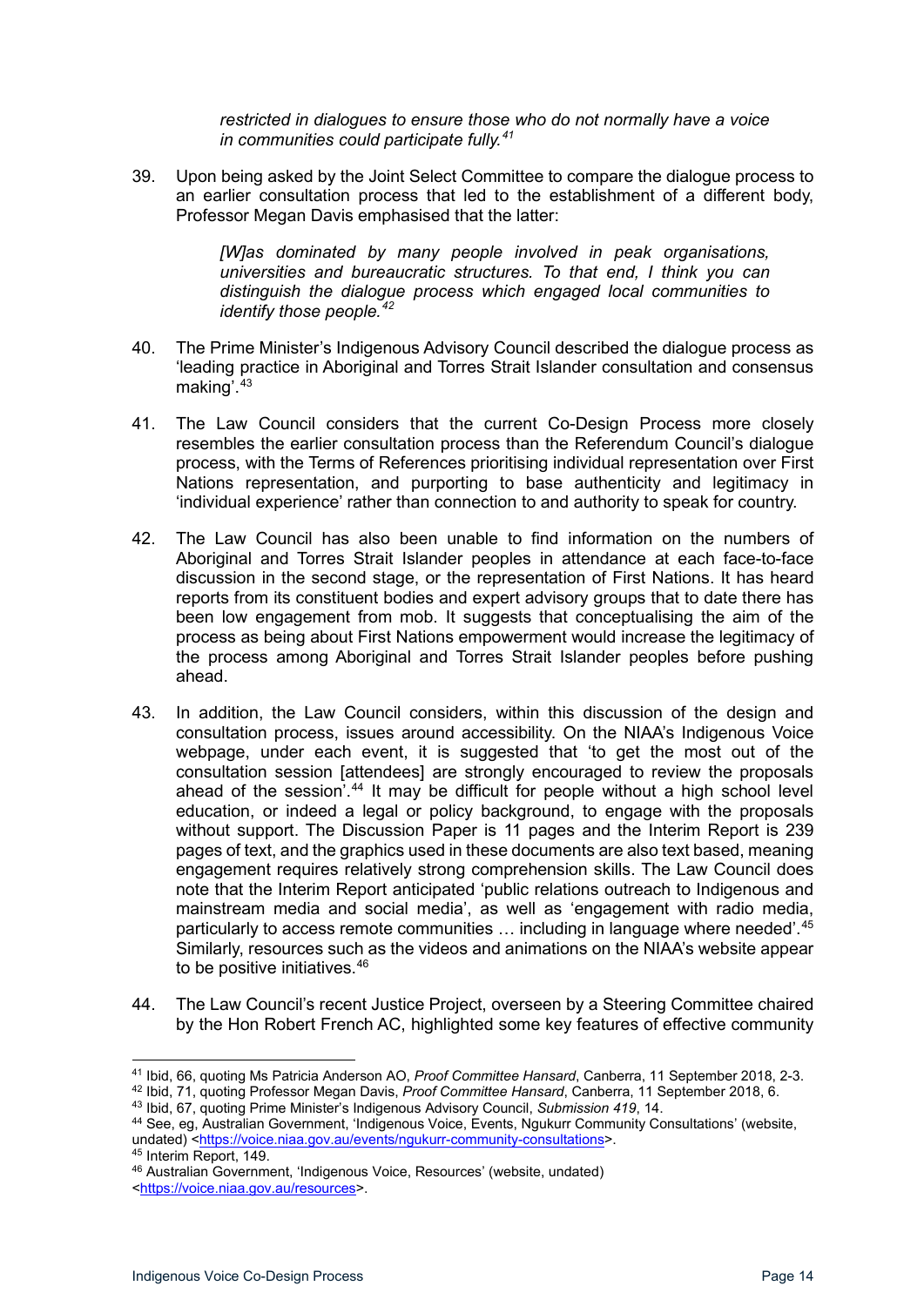> *restricted in dialogues to ensure those who do not normally have a voice in communities could participate fully.*[41]

39. Upon being asked by the Joint Select Committee to compare the dialogue process to an earlier consultation process that led to the establishment of a different body, Professor Megan Davis emphasised that the latter:

> *[W]as dominated by many people involved in peak organisations, universities and bureaucratic structures. To that end, I think you can distinguish the dialogue process which engaged local communities to identify those people.*[42]

40. The Prime Minister's Indigenous Advisory Council described the dialogue process as 'leading practice in Aboriginal and Torres Strait Islander consultation and consensus making'.[43]

41. The Law Council considers that the current Co-Design Process more closely resembles the earlier consultation process than the Referendum Council's dialogue process, with the Terms of References prioritising individual representation over First Nations representation, and purporting to base authenticity and legitimacy in 'individual experience' rather than connection to and authority to speak for country.

42. The Law Council has also been unable to find information on the numbers of Aboriginal and Torres Strait Islander peoples in attendance at each face-to-face discussion in the second stage, or the representation of First Nations. It has heard reports from its constituent bodies and expert advisory groups that to date there has been low engagement from mob. It suggests that conceptualising the aim of the process as being about First Nations empowerment would increase the legitimacy of the process among Aboriginal and Torres Strait Islander peoples before pushing ahead.

43. In addition, the Law Council considers, within this discussion of the design and consultation process, issues around accessibility. On the NIAA's Indigenous Voice webpage, under each event, it is suggested that 'to get the most out of the consultation session [attendees] are strongly encouraged to review the proposals ahead of the session'.[44] It may be difficult for people without a high school level education, or indeed a legal or policy background, to engage with the proposals without support. The Discussion Paper is 11 pages and the Interim Report is 239 pages of text, and the graphics used in these documents are also text based, meaning engagement requires relatively strong comprehension skills. The Law Council does note that the Interim Report anticipated 'public relations outreach to Indigenous and mainstream media and social media', as well as 'engagement with radio media, particularly to access remote communities … including in language where needed'.[45] Similarly, resources such as the videos and animations on the NIAA's website appear to be positive initiatives.[46]

44. The Law Council's recent Justice Project, overseen by a Steering Committee chaired by the Hon Robert French AC, highlighted some key features of effective community

---

[41] Ibid, 66, quoting Ms Patricia Anderson AO, *Proof Committee Hansard*, Canberra, 11 September 2018, 2-3.

[42] Ibid, 71, quoting Professor Megan Davis, *Proof Committee Hansard*, Canberra, 11 September 2018, 6.

[43] Ibid, 67, quoting Prime Minister's Indigenous Advisory Council, *Submission 419*, 14.

[44] See, eg, Australian Government, 'Indigenous Voice, Events, Ngukurr Community Consultations' (website, undated) <https://voice.niaa.gov.au/events/ngukurr-community-consultations>.

[45] Interim Report, 149.

[46] Australian Government, 'Indigenous Voice, Resources' (website, undated) <https://voice.niaa.gov.au/resources>.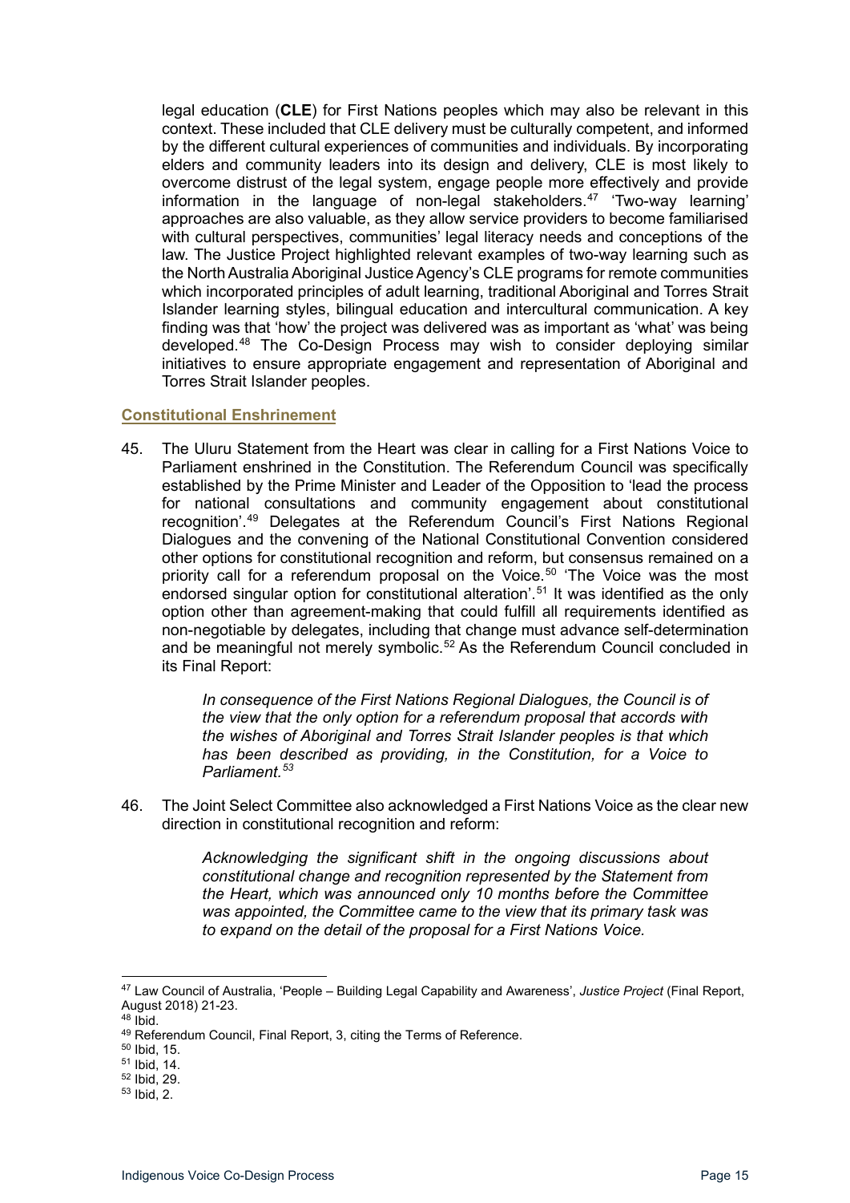legal education (**CLE**) for First Nations peoples which may also be relevant in this context. These included that CLE delivery must be culturally competent, and informed by the different cultural experiences of communities and individuals. By incorporating elders and community leaders into its design and delivery, CLE is most likely to overcome distrust of the legal system, engage people more effectively and provide information in the language of non-legal stakeholders.[47] 'Two-way learning' approaches are also valuable, as they allow service providers to become familiarised with cultural perspectives, communities' legal literacy needs and conceptions of the law. The Justice Project highlighted relevant examples of two-way learning such as the North Australia Aboriginal Justice Agency's CLE programs for remote communities which incorporated principles of adult learning, traditional Aboriginal and Torres Strait Islander learning styles, bilingual education and intercultural communication. A key finding was that 'how' the project was delivered was as important as 'what' was being developed.[48] The Co-Design Process may wish to consider deploying similar initiatives to ensure appropriate engagement and representation of Aboriginal and Torres Strait Islander peoples.

### Constitutional Enshrinement

45. The Uluru Statement from the Heart was clear in calling for a First Nations Voice to Parliament enshrined in the Constitution. The Referendum Council was specifically established by the Prime Minister and Leader of the Opposition to 'lead the process for national consultations and community engagement about constitutional recognition'.[49] Delegates at the Referendum Council's First Nations Regional Dialogues and the convening of the National Constitutional Convention considered other options for constitutional recognition and reform, but consensus remained on a priority call for a referendum proposal on the Voice.[50] 'The Voice was the most endorsed singular option for constitutional alteration'.[51] It was identified as the only option other than agreement-making that could fulfill all requirements identified as non-negotiable by delegates, including that change must advance self-determination and be meaningful not merely symbolic.[52] As the Referendum Council concluded in its Final Report:

> *In consequence of the First Nations Regional Dialogues, the Council is of the view that the only option for a referendum proposal that accords with the wishes of Aboriginal and Torres Strait Islander peoples is that which has been described as providing, in the Constitution, for a Voice to Parliament.*[53]

46. The Joint Select Committee also acknowledged a First Nations Voice as the clear new direction in constitutional recognition and reform:

> *Acknowledging the significant shift in the ongoing discussions about constitutional change and recognition represented by the Statement from the Heart, which was announced only 10 months before the Committee was appointed, the Committee came to the view that its primary task was to expand on the detail of the proposal for a First Nations Voice.*

---

[47] Law Council of Australia, 'People – Building Legal Capability and Awareness', *Justice Project* (Final Report, August 2018) 21-23.
[48] Ibid.
[49] Referendum Council, Final Report, 3, citing the Terms of Reference.
[50] Ibid, 15.
[51] Ibid, 14.
[52] Ibid, 29.
[53] Ibid, 2.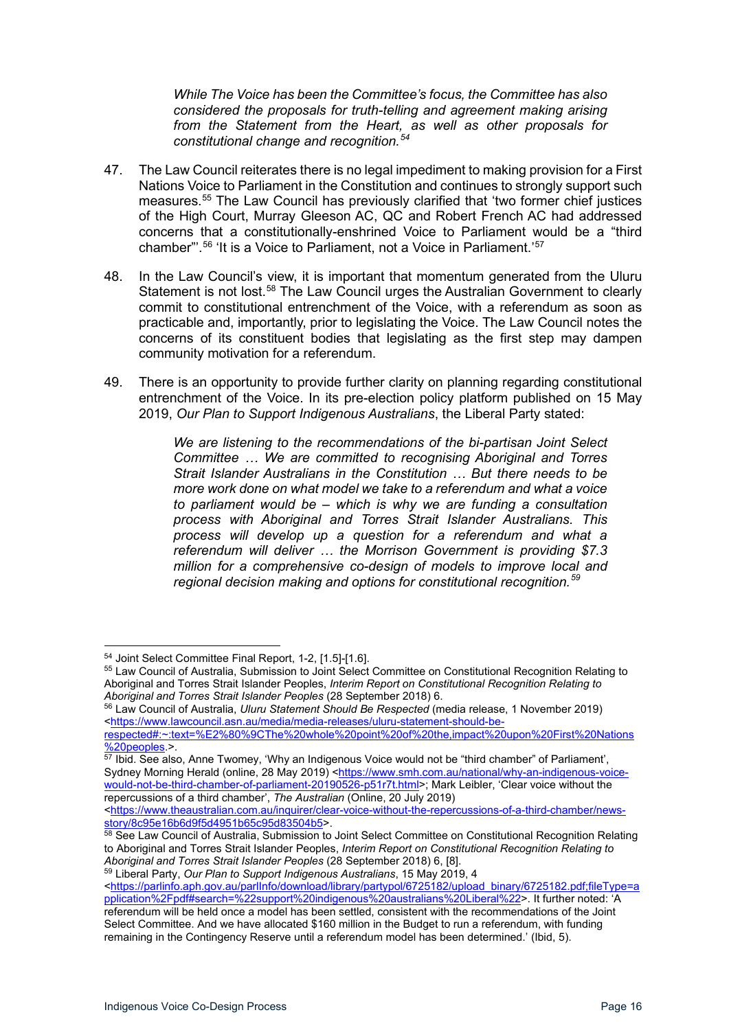> *While The Voice has been the Committee's focus, the Committee has also considered the proposals for truth-telling and agreement making arising from the Statement from the Heart, as well as other proposals for constitutional change and recognition.*[54]

47. The Law Council reiterates there is no legal impediment to making provision for a First Nations Voice to Parliament in the Constitution and continues to strongly support such measures.[55] The Law Council has previously clarified that 'two former chief justices of the High Court, Murray Gleeson AC, QC and Robert French AC had addressed concerns that a constitutionally-enshrined Voice to Parliament would be a "third chamber"'.[56] 'It is a Voice to Parliament, not a Voice in Parliament.'[57]

48. In the Law Council's view, it is important that momentum generated from the Uluru Statement is not lost.[58] The Law Council urges the Australian Government to clearly commit to constitutional entrenchment of the Voice, with a referendum as soon as practicable and, importantly, prior to legislating the Voice. The Law Council notes the concerns of its constituent bodies that legislating as the first step may dampen community motivation for a referendum.

49. There is an opportunity to provide further clarity on planning regarding constitutional entrenchment of the Voice. In its pre-election policy platform published on 15 May 2019, *Our Plan to Support Indigenous Australians*, the Liberal Party stated:

> *We are listening to the recommendations of the bi-partisan Joint Select Committee … We are committed to recognising Aboriginal and Torres Strait Islander Australians in the Constitution … But there needs to be more work done on what model we take to a referendum and what a voice to parliament would be – which is why we are funding a consultation process with Aboriginal and Torres Strait Islander Australians. This process will develop up a question for a referendum and what a referendum will deliver … the Morrison Government is providing $7.3 million for a comprehensive co-design of models to improve local and regional decision making and options for constitutional recognition.*[59]

---

[54] Joint Select Committee Final Report, 1-2, [1.5]-[1.6].

[55] Law Council of Australia, Submission to Joint Select Committee on Constitutional Recognition Relating to Aboriginal and Torres Strait Islander Peoples, *Interim Report on Constitutional Recognition Relating to Aboriginal and Torres Strait Islander Peoples* (28 September 2018) 6.

[56] Law Council of Australia, *Uluru Statement Should Be Respected* (media release, 1 November 2019) <https://www.lawcouncil.asn.au/media/media-releases/uluru-statement-should-be-respected#:~:text=%E2%80%9CThe%20whole%20point%20of%20the,impact%20upon%20First%20Nations%20peoples.>.

[57] Ibid. See also, Anne Twomey, 'Why an Indigenous Voice would not be "third chamber" of Parliament', Sydney Morning Herald (online, 28 May 2019) <https://www.smh.com.au/national/why-an-indigenous-voice-would-not-be-third-chamber-of-parliament-20190526-p51r7t.html>; Mark Leibler, 'Clear voice without the repercussions of a third chamber', *The Australian* (Online, 20 July 2019) <https://www.theaustralian.com.au/inquirer/clear-voice-without-the-repercussions-of-a-third-chamber/news-story/8c95e16b6d9f5d4951b65c95d83504b5>.

[58] See Law Council of Australia, Submission to Joint Select Committee on Constitutional Recognition Relating to Aboriginal and Torres Strait Islander Peoples, *Interim Report on Constitutional Recognition Relating to Aboriginal and Torres Strait Islander Peoples* (28 September 2018) 6, [8].

[59] Liberal Party, *Our Plan to Support Indigenous Australians*, 15 May 2019, 4 <https://parlinfo.aph.gov.au/parlInfo/download/library/partypol/6725182/upload_binary/6725182.pdf;fileType=application%2Fpdf#search=%22support%20indigenous%20australians%20Liberal%22>. It further noted: 'A referendum will be held once a model has been settled, consistent with the recommendations of the Joint Select Committee. And we have allocated $160 million in the Budget to run a referendum, with funding remaining in the Contingency Reserve until a referendum model has been determined.' (Ibid, 5).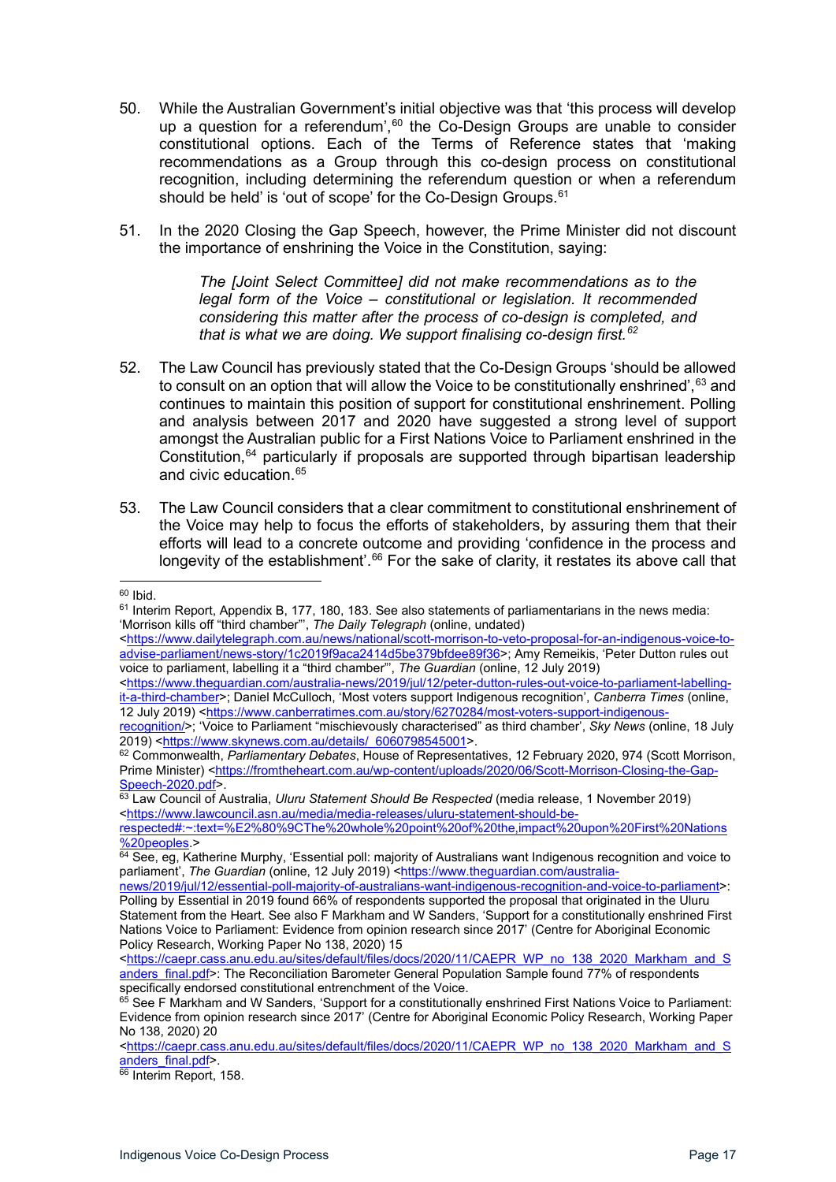50. While the Australian Government's initial objective was that 'this process will develop up a question for a referendum',[60] the Co-Design Groups are unable to consider constitutional options. Each of the Terms of Reference states that 'making recommendations as a Group through this co-design process on constitutional recognition, including determining the referendum question or when a referendum should be held' is 'out of scope' for the Co-Design Groups.[61]

51. In the 2020 Closing the Gap Speech, however, the Prime Minister did not discount the importance of enshrining the Voice in the Constitution, saying:

> *The [Joint Select Committee] did not make recommendations as to the legal form of the Voice – constitutional or legislation. It recommended considering this matter after the process of co-design is completed, and that is what we are doing. We support finalising co-design first.*[62]

52. The Law Council has previously stated that the Co-Design Groups 'should be allowed to consult on an option that will allow the Voice to be constitutionally enshrined',[63] and continues to maintain this position of support for constitutional enshrinement. Polling and analysis between 2017 and 2020 have suggested a strong level of support amongst the Australian public for a First Nations Voice to Parliament enshrined in the Constitution,[64] particularly if proposals are supported through bipartisan leadership and civic education.[65]

53. The Law Council considers that a clear commitment to constitutional enshrinement of the Voice may help to focus the efforts of stakeholders, by assuring them that their efforts will lead to a concrete outcome and providing 'confidence in the process and longevity of the establishment'.[66] For the sake of clarity, it restates its above call that

---

[60] Ibid.

[61] Interim Report, Appendix B, 177, 180, 183. See also statements of parliamentarians in the news media: 'Morrison kills off "third chamber"', *The Daily Telegraph* (online, undated) <https://www.dailytelegraph.com.au/news/national/scott-morrison-to-veto-proposal-for-an-indigenous-voice-to-advise-parliament/news-story/1c2019f9aca2414d5be379bfdee89f36>; Amy Remeikis, 'Peter Dutton rules out voice to parliament, labelling it a "third chamber"', *The Guardian* (online, 12 July 2019) <https://www.theguardian.com/australia-news/2019/jul/12/peter-dutton-rules-out-voice-to-parliament-labelling-it-a-third-chamber>; Daniel McCulloch, 'Most voters support Indigenous recognition', *Canberra Times* (online, 12 July 2019) <https://www.canberratimes.com.au/story/6270284/most-voters-support-indigenous-recognition/>; 'Voice to Parliament "mischievously characterised" as third chamber', *Sky News* (online, 18 July 2019) <https://www.skynews.com.au/details/_6060798545001>.

[62] Commonwealth, *Parliamentary Debates*, House of Representatives, 12 February 2020, 974 (Scott Morrison, Prime Minister) <https://fromtheheart.com.au/wp-content/uploads/2020/06/Scott-Morrison-Closing-the-Gap-Speech-2020.pdf>.

[63] Law Council of Australia, *Uluru Statement Should Be Respected* (media release, 1 November 2019) <https://www.lawcouncil.asn.au/media/media-releases/uluru-statement-should-be-respected#:~:text=%E2%80%9CThe%20whole%20point%20of%20the,impact%20upon%20First%20Nations%20peoples.>

[64] See, eg, Katherine Murphy, 'Essential poll: majority of Australians want Indigenous recognition and voice to parliament', *The Guardian* (online, 12 July 2019) <https://www.theguardian.com/australia-news/2019/jul/12/essential-poll-majority-of-australians-want-indigenous-recognition-and-voice-to-parliament>: Polling by Essential in 2019 found 66% of respondents supported the proposal that originated in the Uluru Statement from the Heart. See also F Markham and W Sanders, 'Support for a constitutionally enshrined First Nations Voice to Parliament: Evidence from opinion research since 2017' (Centre for Aboriginal Economic Policy Research, Working Paper No 138, 2020) 15 <https://caepr.cass.anu.edu.au/sites/default/files/docs/2020/11/CAEPR_WP_no_138_2020_Markham_and_Sanders_final.pdf>: The Reconciliation Barometer General Population Sample found 77% of respondents specifically endorsed constitutional entrenchment of the Voice.

[65] See F Markham and W Sanders, 'Support for a constitutionally enshrined First Nations Voice to Parliament: Evidence from opinion research since 2017' (Centre for Aboriginal Economic Policy Research, Working Paper No 138, 2020) 20 <https://caepr.cass.anu.edu.au/sites/default/files/docs/2020/11/CAEPR_WP_no_138_2020_Markham_and_Sanders_final.pdf>.

[66] Interim Report, 158.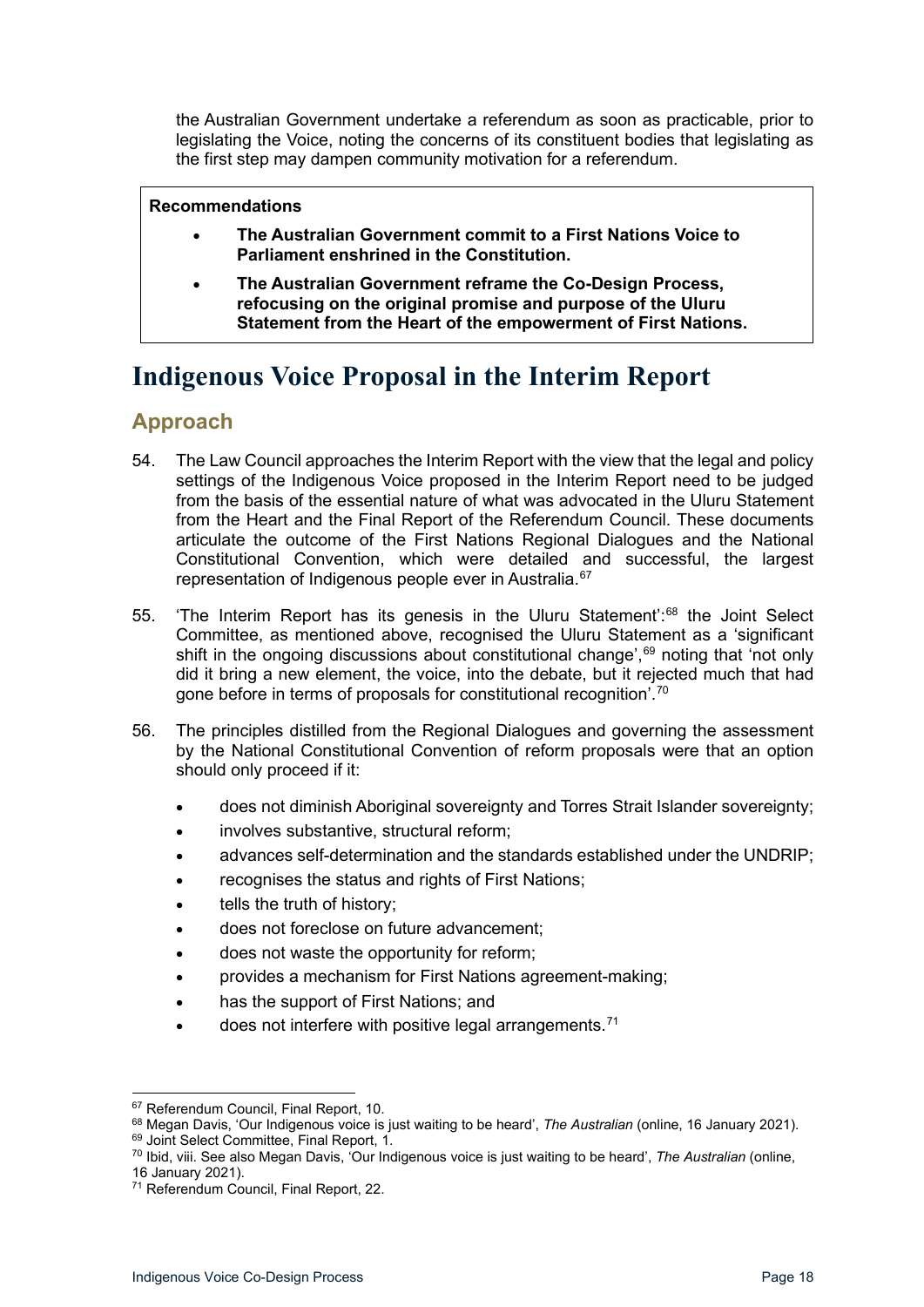the Australian Government undertake a referendum as soon as practicable, prior to legislating the Voice, noting the concerns of its constituent bodies that legislating as the first step may dampen community motivation for a referendum.

> **Recommendations**
>
> - **The Australian Government commit to a First Nations Voice to Parliament enshrined in the Constitution.**
> - **The Australian Government reframe the Co-Design Process, refocusing on the original promise and purpose of the Uluru Statement from the Heart of the empowerment of First Nations.**

# Indigenous Voice Proposal in the Interim Report

## Approach

54. The Law Council approaches the Interim Report with the view that the legal and policy settings of the Indigenous Voice proposed in the Interim Report need to be judged from the basis of the essential nature of what was advocated in the Uluru Statement from the Heart and the Final Report of the Referendum Council. These documents articulate the outcome of the First Nations Regional Dialogues and the National Constitutional Convention, which were detailed and successful, the largest representation of Indigenous people ever in Australia.[67]

55. 'The Interim Report has its genesis in the Uluru Statement':[68] the Joint Select Committee, as mentioned above, recognised the Uluru Statement as a 'significant shift in the ongoing discussions about constitutional change',[69] noting that 'not only did it bring a new element, the voice, into the debate, but it rejected much that had gone before in terms of proposals for constitutional recognition'.[70]

56. The principles distilled from the Regional Dialogues and governing the assessment by the National Constitutional Convention of reform proposals were that an option should only proceed if it:

    - does not diminish Aboriginal sovereignty and Torres Strait Islander sovereignty;
    - involves substantive, structural reform;
    - advances self-determination and the standards established under the UNDRIP;
    - recognises the status and rights of First Nations;
    - tells the truth of history;
    - does not foreclose on future advancement;
    - does not waste the opportunity for reform;
    - provides a mechanism for First Nations agreement-making;
    - has the support of First Nations; and
    - does not interfere with positive legal arrangements.[71]

---

[67] Referendum Council, Final Report, 10.

[68] Megan Davis, 'Our Indigenous voice is just waiting to be heard', *The Australian* (online, 16 January 2021).

[69] Joint Select Committee, Final Report, 1.

[70] Ibid, viii. See also Megan Davis, 'Our Indigenous voice is just waiting to be heard', *The Australian* (online, 16 January 2021).

[71] Referendum Council, Final Report, 22.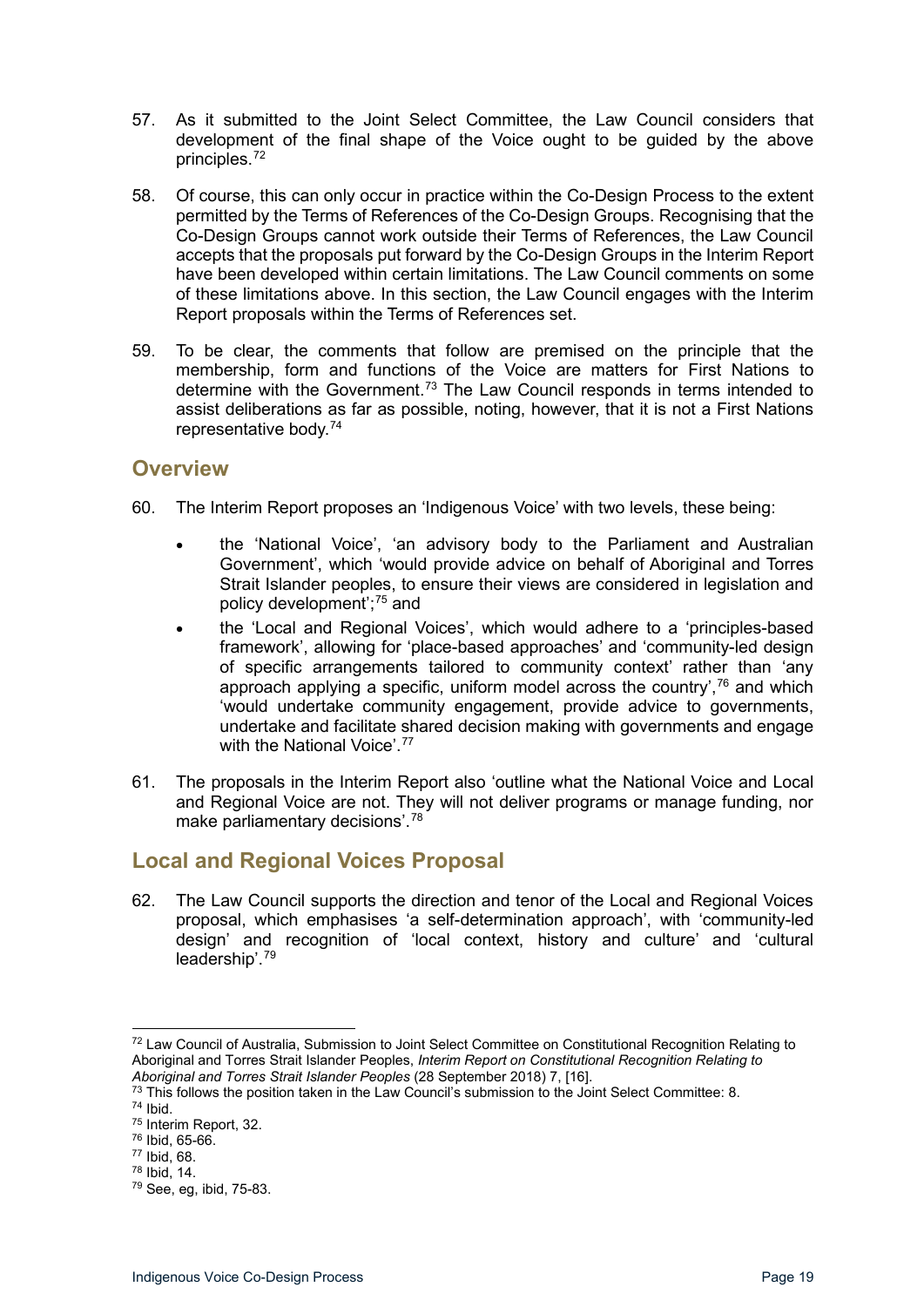57. As it submitted to the Joint Select Committee, the Law Council considers that development of the final shape of the Voice ought to be guided by the above principles.[72]

58. Of course, this can only occur in practice within the Co-Design Process to the extent permitted by the Terms of References of the Co-Design Groups. Recognising that the Co-Design Groups cannot work outside their Terms of References, the Law Council accepts that the proposals put forward by the Co-Design Groups in the Interim Report have been developed within certain limitations. The Law Council comments on some of these limitations above. In this section, the Law Council engages with the Interim Report proposals within the Terms of References set.

59. To be clear, the comments that follow are premised on the principle that the membership, form and functions of the Voice are matters for First Nations to determine with the Government.[73] The Law Council responds in terms intended to assist deliberations as far as possible, noting, however, that it is not a First Nations representative body.[74]

## Overview

60. The Interim Report proposes an 'Indigenous Voice' with two levels, these being:

    - the 'National Voice', 'an advisory body to the Parliament and Australian Government', which 'would provide advice on behalf of Aboriginal and Torres Strait Islander peoples, to ensure their views are considered in legislation and policy development';[75] and
    - the 'Local and Regional Voices', which would adhere to a 'principles-based framework', allowing for 'place-based approaches' and 'community-led design of specific arrangements tailored to community context' rather than 'any approach applying a specific, uniform model across the country',[76] and which 'would undertake community engagement, provide advice to governments, undertake and facilitate shared decision making with governments and engage with the National Voice'.[77]

61. The proposals in the Interim Report also 'outline what the National Voice and Local and Regional Voice are not. They will not deliver programs or manage funding, nor make parliamentary decisions'.[78]

## Local and Regional Voices Proposal

62. The Law Council supports the direction and tenor of the Local and Regional Voices proposal, which emphasises 'a self-determination approach', with 'community-led design' and recognition of 'local context, history and culture' and 'cultural leadership'.[79]

---

[72] Law Council of Australia, Submission to Joint Select Committee on Constitutional Recognition Relating to Aboriginal and Torres Strait Islander Peoples, *Interim Report on Constitutional Recognition Relating to Aboriginal and Torres Strait Islander Peoples* (28 September 2018) 7, [16].

[73] This follows the position taken in the Law Council's submission to the Joint Select Committee: 8.

[74] Ibid.

[75] Interim Report, 32.

[76] Ibid, 65-66.

[77] Ibid, 68.

[78] Ibid, 14.

[79] See, eg, ibid, 75-83.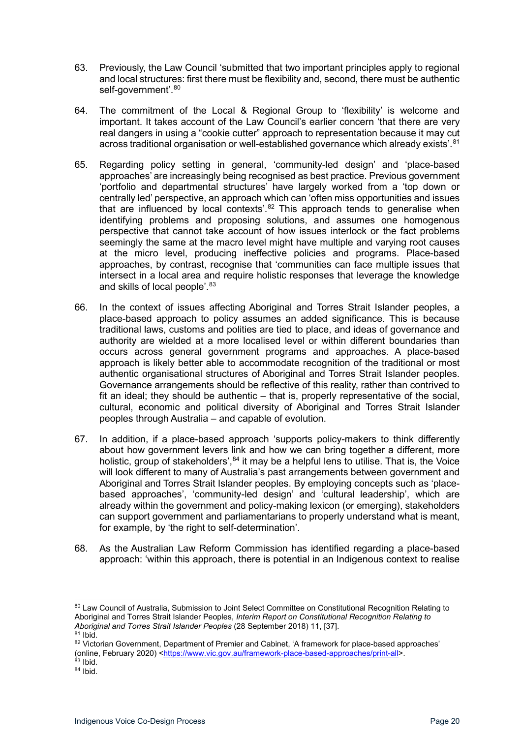63. Previously, the Law Council 'submitted that two important principles apply to regional and local structures: first there must be flexibility and, second, there must be authentic self-government'.[80]

64. The commitment of the Local & Regional Group to 'flexibility' is welcome and important. It takes account of the Law Council's earlier concern 'that there are very real dangers in using a "cookie cutter" approach to representation because it may cut across traditional organisation or well-established governance which already exists'.[81]

65. Regarding policy setting in general, 'community-led design' and 'place-based approaches' are increasingly being recognised as best practice. Previous government 'portfolio and departmental structures' have largely worked from a 'top down or centrally led' perspective, an approach which can 'often miss opportunities and issues that are influenced by local contexts'.[82] This approach tends to generalise when identifying problems and proposing solutions, and assumes one homogenous perspective that cannot take account of how issues interlock or the fact problems seemingly the same at the macro level might have multiple and varying root causes at the micro level, producing ineffective policies and programs. Place-based approaches, by contrast, recognise that 'communities can face multiple issues that intersect in a local area and require holistic responses that leverage the knowledge and skills of local people'.[83]

66. In the context of issues affecting Aboriginal and Torres Strait Islander peoples, a place-based approach to policy assumes an added significance. This is because traditional laws, customs and polities are tied to place, and ideas of governance and authority are wielded at a more localised level or within different boundaries than occurs across general government programs and approaches. A place-based approach is likely better able to accommodate recognition of the traditional or most authentic organisational structures of Aboriginal and Torres Strait Islander peoples. Governance arrangements should be reflective of this reality, rather than contrived to fit an ideal; they should be authentic – that is, properly representative of the social, cultural, economic and political diversity of Aboriginal and Torres Strait Islander peoples through Australia – and capable of evolution.

67. In addition, if a place-based approach 'supports policy-makers to think differently about how government levers link and how we can bring together a different, more holistic, group of stakeholders',[84] it may be a helpful lens to utilise. That is, the Voice will look different to many of Australia's past arrangements between government and Aboriginal and Torres Strait Islander peoples. By employing concepts such as 'place-based approaches', 'community-led design' and 'cultural leadership', which are already within the government and policy-making lexicon (or emerging), stakeholders can support government and parliamentarians to properly understand what is meant, for example, by 'the right to self-determination'.

68. As the Australian Law Reform Commission has identified regarding a place-based approach: 'within this approach, there is potential in an Indigenous context to realise

---

[80] Law Council of Australia, Submission to Joint Select Committee on Constitutional Recognition Relating to Aboriginal and Torres Strait Islander Peoples, *Interim Report on Constitutional Recognition Relating to Aboriginal and Torres Strait Islander Peoples* (28 September 2018) 11, [37].

[81] Ibid.

[82] Victorian Government, Department of Premier and Cabinet, 'A framework for place-based approaches' (online, February 2020) <https://www.vic.gov.au/framework-place-based-approaches/print-all>.

[83] Ibid.

[84] Ibid.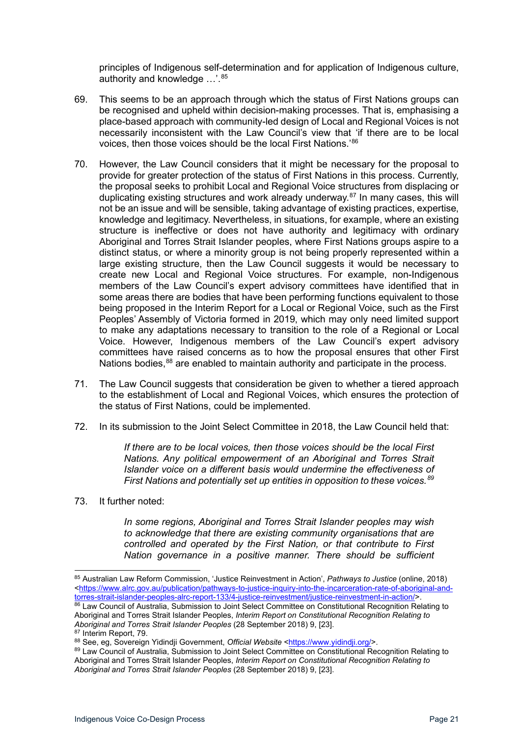principles of Indigenous self-determination and for application of Indigenous culture, authority and knowledge …'.[85]

69. This seems to be an approach through which the status of First Nations groups can be recognised and upheld within decision-making processes. That is, emphasising a place-based approach with community-led design of Local and Regional Voices is not necessarily inconsistent with the Law Council's view that 'if there are to be local voices, then those voices should be the local First Nations.'[86]

70. However, the Law Council considers that it might be necessary for the proposal to provide for greater protection of the status of First Nations in this process. Currently, the proposal seeks to prohibit Local and Regional Voice structures from displacing or duplicating existing structures and work already underway.[87] In many cases, this will not be an issue and will be sensible, taking advantage of existing practices, expertise, knowledge and legitimacy. Nevertheless, in situations, for example, where an existing structure is ineffective or does not have authority and legitimacy with ordinary Aboriginal and Torres Strait Islander peoples, where First Nations groups aspire to a distinct status, or where a minority group is not being properly represented within a large existing structure, then the Law Council suggests it would be necessary to create new Local and Regional Voice structures. For example, non-Indigenous members of the Law Council's expert advisory committees have identified that in some areas there are bodies that have been performing functions equivalent to those being proposed in the Interim Report for a Local or Regional Voice, such as the First Peoples' Assembly of Victoria formed in 2019, which may only need limited support to make any adaptations necessary to transition to the role of a Regional or Local Voice. However, Indigenous members of the Law Council's expert advisory committees have raised concerns as to how the proposal ensures that other First Nations bodies,[88] are enabled to maintain authority and participate in the process.

71. The Law Council suggests that consideration be given to whether a tiered approach to the establishment of Local and Regional Voices, which ensures the protection of the status of First Nations, could be implemented.

72. In its submission to the Joint Select Committee in 2018, the Law Council held that:

> *If there are to be local voices, then those voices should be the local First Nations. Any political empowerment of an Aboriginal and Torres Strait Islander voice on a different basis would undermine the effectiveness of First Nations and potentially set up entities in opposition to these voices.*[89]

73. It further noted:

> *In some regions, Aboriginal and Torres Strait Islander peoples may wish to acknowledge that there are existing community organisations that are controlled and operated by the First Nation, or that contribute to First Nation governance in a positive manner. There should be sufficient*

---

[85] Australian Law Reform Commission, 'Justice Reinvestment in Action', *Pathways to Justice* (online, 2018) <https://www.alrc.gov.au/publication/pathways-to-justice-inquiry-into-the-incarceration-rate-of-aboriginal-and-torres-strait-islander-peoples-alrc-report-133/4-justice-reinvestment/justice-reinvestment-in-action/>.

[86] Law Council of Australia, Submission to Joint Select Committee on Constitutional Recognition Relating to Aboriginal and Torres Strait Islander Peoples, *Interim Report on Constitutional Recognition Relating to Aboriginal and Torres Strait Islander Peoples* (28 September 2018) 9, [23].

[87] Interim Report, 79.

[88] See, eg, Sovereign Yidindji Government, *Official Website* <https://www.yidindji.org/>.

[89] Law Council of Australia, Submission to Joint Select Committee on Constitutional Recognition Relating to Aboriginal and Torres Strait Islander Peoples, *Interim Report on Constitutional Recognition Relating to Aboriginal and Torres Strait Islander Peoples* (28 September 2018) 9, [23].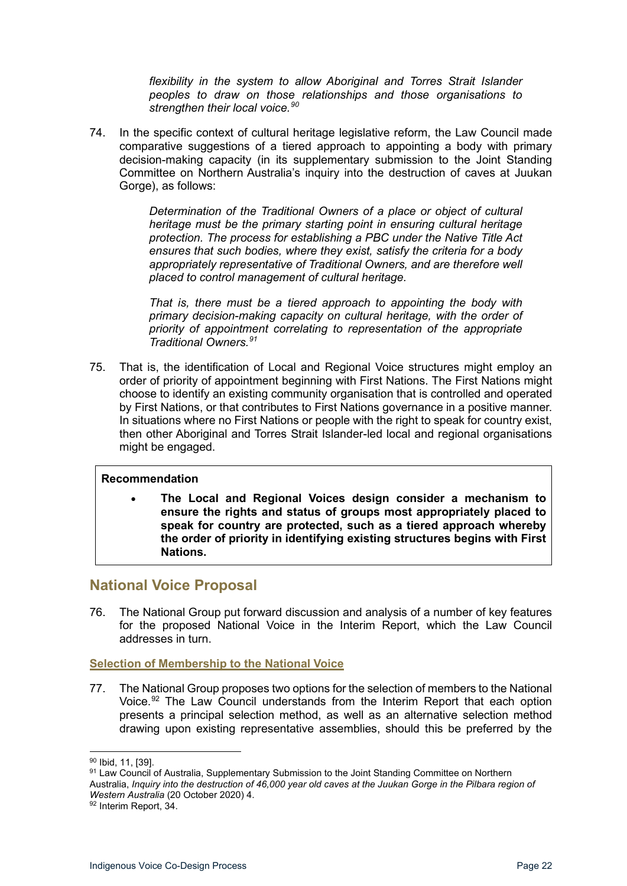> *flexibility in the system to allow Aboriginal and Torres Strait Islander peoples to draw on those relationships and those organisations to strengthen their local voice.*[90]

74. In the specific context of cultural heritage legislative reform, the Law Council made comparative suggestions of a tiered approach to appointing a body with primary decision-making capacity (in its supplementary submission to the Joint Standing Committee on Northern Australia's inquiry into the destruction of caves at Juukan Gorge), as follows:

> *Determination of the Traditional Owners of a place or object of cultural heritage must be the primary starting point in ensuring cultural heritage protection. The process for establishing a PBC under the Native Title Act ensures that such bodies, where they exist, satisfy the criteria for a body appropriately representative of Traditional Owners, and are therefore well placed to control management of cultural heritage.*
>
> *That is, there must be a tiered approach to appointing the body with primary decision-making capacity on cultural heritage, with the order of priority of appointment correlating to representation of the appropriate Traditional Owners.*[91]

75. That is, the identification of Local and Regional Voice structures might employ an order of priority of appointment beginning with First Nations. The First Nations might choose to identify an existing community organisation that is controlled and operated by First Nations, or that contributes to First Nations governance in a positive manner. In situations where no First Nations or people with the right to speak for country exist, then other Aboriginal and Torres Strait Islander-led local and regional organisations might be engaged.

**Recommendation**

- **The Local and Regional Voices design consider a mechanism to ensure the rights and status of groups most appropriately placed to speak for country are protected, such as a tiered approach whereby the order of priority in identifying existing structures begins with First Nations.**

## National Voice Proposal

76. The National Group put forward discussion and analysis of a number of key features for the proposed National Voice in the Interim Report, which the Law Council addresses in turn.

### Selection of Membership to the National Voice

77. The National Group proposes two options for the selection of members to the National Voice.[92] The Law Council understands from the Interim Report that each option presents a principal selection method, as well as an alternative selection method drawing upon existing representative assemblies, should this be preferred by the

---

[90] Ibid, 11, [39].

[91] Law Council of Australia, Supplementary Submission to the Joint Standing Committee on Northern Australia, *Inquiry into the destruction of 46,000 year old caves at the Juukan Gorge in the Pilbara region of Western Australia* (20 October 2020) 4.

[92] Interim Report, 34.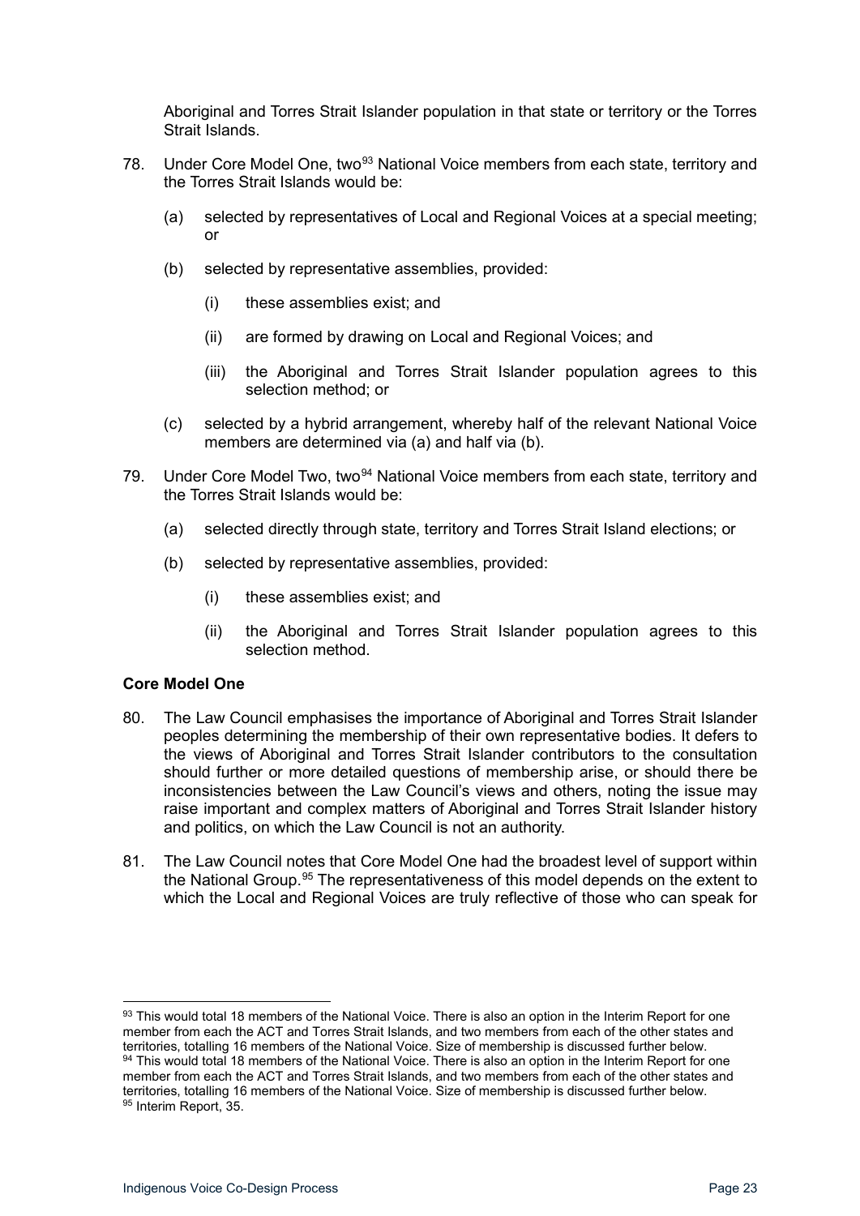Aboriginal and Torres Strait Islander population in that state or territory or the Torres Strait Islands.

78. Under Core Model One, two[93] National Voice members from each state, territory and the Torres Strait Islands would be:

   (a) selected by representatives of Local and Regional Voices at a special meeting; or

   (b) selected by representative assemblies, provided:

      (i) these assemblies exist; and

      (ii) are formed by drawing on Local and Regional Voices; and

      (iii) the Aboriginal and Torres Strait Islander population agrees to this selection method; or

   (c) selected by a hybrid arrangement, whereby half of the relevant National Voice members are determined via (a) and half via (b).

79. Under Core Model Two, two[94] National Voice members from each state, territory and the Torres Strait Islands would be:

   (a) selected directly through state, territory and Torres Strait Island elections; or

   (b) selected by representative assemblies, provided:

      (i) these assemblies exist; and

      (ii) the Aboriginal and Torres Strait Islander population agrees to this selection method.

**Core Model One**

80. The Law Council emphasises the importance of Aboriginal and Torres Strait Islander peoples determining the membership of their own representative bodies. It defers to the views of Aboriginal and Torres Strait Islander contributors to the consultation should further or more detailed questions of membership arise, or should there be inconsistencies between the Law Council's views and others, noting the issue may raise important and complex matters of Aboriginal and Torres Strait Islander history and politics, on which the Law Council is not an authority.

81. The Law Council notes that Core Model One had the broadest level of support within the National Group.[95] The representativeness of this model depends on the extent to which the Local and Regional Voices are truly reflective of those who can speak for

---

[93] This would total 18 members of the National Voice. There is also an option in the Interim Report for one member from each the ACT and Torres Strait Islands, and two members from each of the other states and territories, totalling 16 members of the National Voice. Size of membership is discussed further below.

[94] This would total 18 members of the National Voice. There is also an option in the Interim Report for one member from each the ACT and Torres Strait Islands, and two members from each of the other states and territories, totalling 16 members of the National Voice. Size of membership is discussed further below.

[95] Interim Report, 35.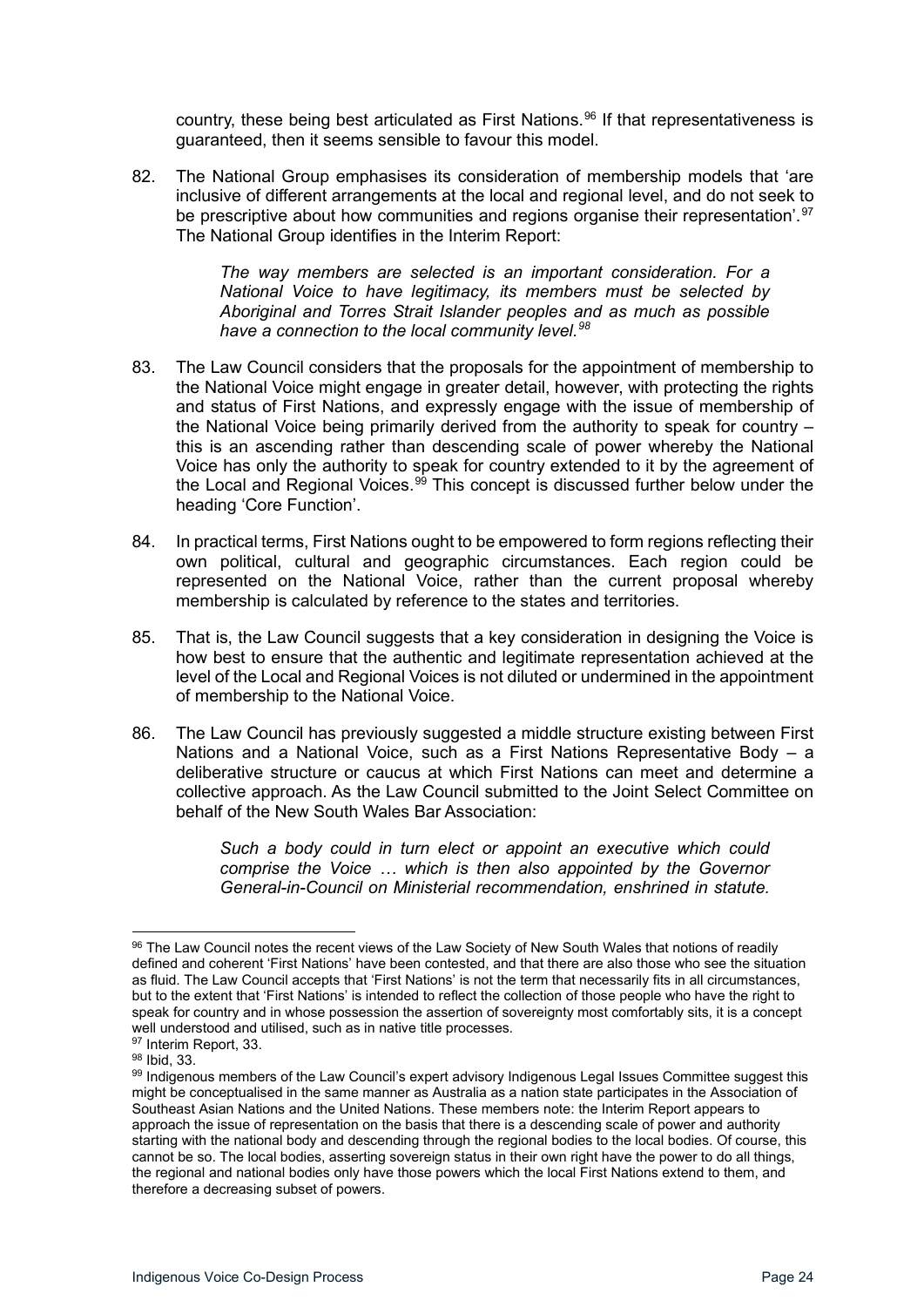country, these being best articulated as First Nations.[96] If that representativeness is guaranteed, then it seems sensible to favour this model.

82. The National Group emphasises its consideration of membership models that 'are inclusive of different arrangements at the local and regional level, and do not seek to be prescriptive about how communities and regions organise their representation'.[97] The National Group identifies in the Interim Report:

> *The way members are selected is an important consideration. For a National Voice to have legitimacy, its members must be selected by Aboriginal and Torres Strait Islander peoples and as much as possible have a connection to the local community level.[98]*

83. The Law Council considers that the proposals for the appointment of membership to the National Voice might engage in greater detail, however, with protecting the rights and status of First Nations, and expressly engage with the issue of membership of the National Voice being primarily derived from the authority to speak for country – this is an ascending rather than descending scale of power whereby the National Voice has only the authority to speak for country extended to it by the agreement of the Local and Regional Voices.[99] This concept is discussed further below under the heading 'Core Function'.

84. In practical terms, First Nations ought to be empowered to form regions reflecting their own political, cultural and geographic circumstances. Each region could be represented on the National Voice, rather than the current proposal whereby membership is calculated by reference to the states and territories.

85. That is, the Law Council suggests that a key consideration in designing the Voice is how best to ensure that the authentic and legitimate representation achieved at the level of the Local and Regional Voices is not diluted or undermined in the appointment of membership to the National Voice.

86. The Law Council has previously suggested a middle structure existing between First Nations and a National Voice, such as a First Nations Representative Body – a deliberative structure or caucus at which First Nations can meet and determine a collective approach. As the Law Council submitted to the Joint Select Committee on behalf of the New South Wales Bar Association:

> *Such a body could in turn elect or appoint an executive which could comprise the Voice … which is then also appointed by the Governor General-in-Council on Ministerial recommendation, enshrined in statute.*

---

[96] The Law Council notes the recent views of the Law Society of New South Wales that notions of readily defined and coherent 'First Nations' have been contested, and that there are also those who see the situation as fluid. The Law Council accepts that 'First Nations' is not the term that necessarily fits in all circumstances, but to the extent that 'First Nations' is intended to reflect the collection of those people who have the right to speak for country and in whose possession the assertion of sovereignty most comfortably sits, it is a concept well understood and utilised, such as in native title processes.

[97] Interim Report, 33.

[98] Ibid, 33.

[99] Indigenous members of the Law Council's expert advisory Indigenous Legal Issues Committee suggest this might be conceptualised in the same manner as Australia as a nation state participates in the Association of Southeast Asian Nations and the United Nations. These members note: the Interim Report appears to approach the issue of representation on the basis that there is a descending scale of power and authority starting with the national body and descending through the regional bodies to the local bodies. Of course, this cannot be so. The local bodies, asserting sovereign status in their own right have the power to do all things, the regional and national bodies only have those powers which the local First Nations extend to them, and therefore a decreasing subset of powers.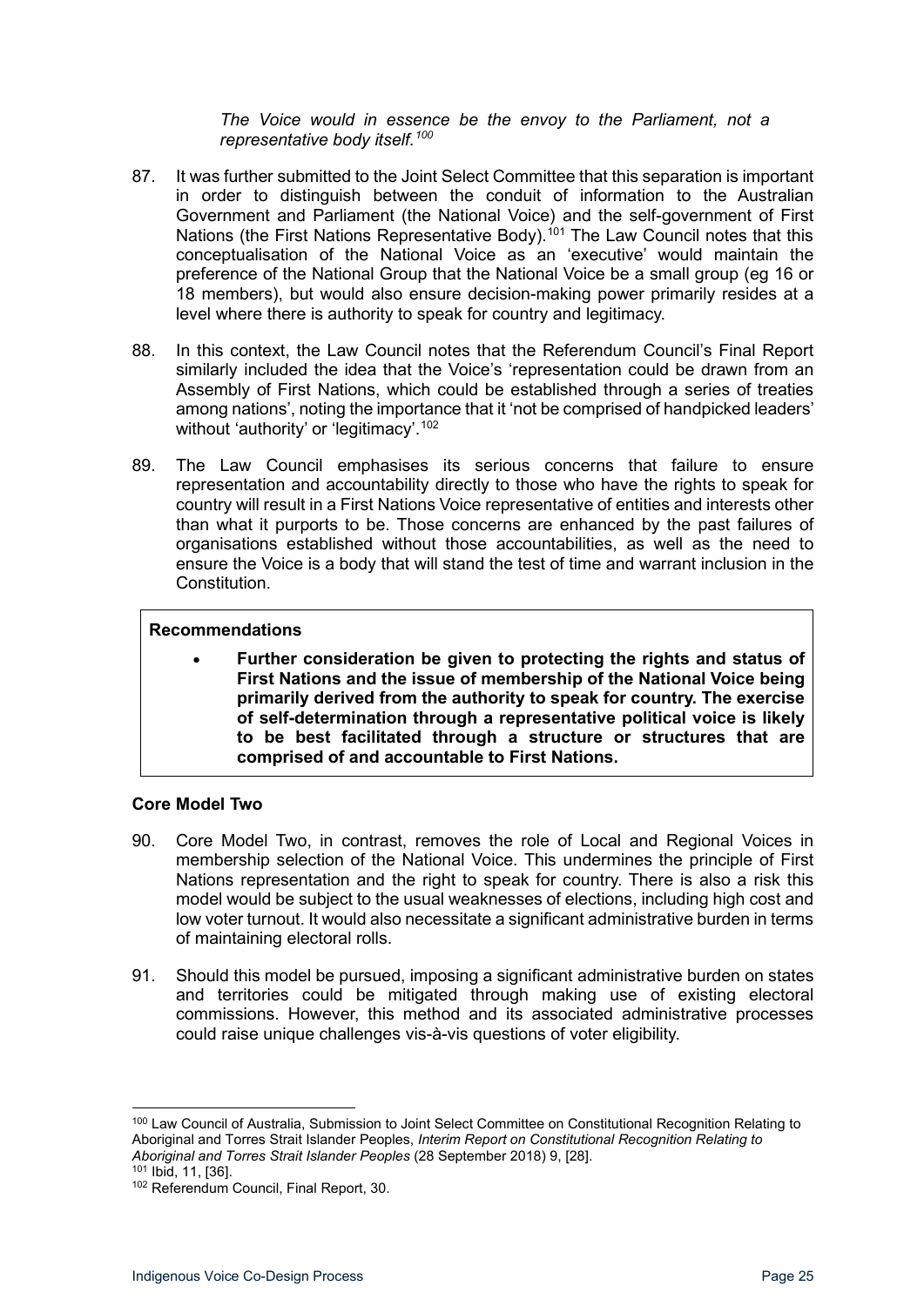*The Voice would in essence be the envoy to the Parliament, not a representative body itself.*[100]

87. It was further submitted to the Joint Select Committee that this separation is important in order to distinguish between the conduit of information to the Australian Government and Parliament (the National Voice) and the self-government of First Nations (the First Nations Representative Body).[101] The Law Council notes that this conceptualisation of the National Voice as an 'executive' would maintain the preference of the National Group that the National Voice be a small group (eg 16 or 18 members), but would also ensure decision-making power primarily resides at a level where there is authority to speak for country and legitimacy.

88. In this context, the Law Council notes that the Referendum Council's Final Report similarly included the idea that the Voice's 'representation could be drawn from an Assembly of First Nations, which could be established through a series of treaties among nations', noting the importance that it 'not be comprised of handpicked leaders' without 'authority' or 'legitimacy'.[102]

89. The Law Council emphasises its serious concerns that failure to ensure representation and accountability directly to those who have the rights to speak for country will result in a First Nations Voice representative of entities and interests other than what it purports to be. Those concerns are enhanced by the past failures of organisations established without those accountabilities, as well as the need to ensure the Voice is a body that will stand the test of time and warrant inclusion in the Constitution.

**Recommendations**

- **Further consideration be given to protecting the rights and status of First Nations and the issue of membership of the National Voice being primarily derived from the authority to speak for country. The exercise of self-determination through a representative political voice is likely to be best facilitated through a structure or structures that are comprised of and accountable to First Nations.**

**Core Model Two**

90. Core Model Two, in contrast, removes the role of Local and Regional Voices in membership selection of the National Voice. This undermines the principle of First Nations representation and the right to speak for country. There is also a risk this model would be subject to the usual weaknesses of elections, including high cost and low voter turnout. It would also necessitate a significant administrative burden in terms of maintaining electoral rolls.

91. Should this model be pursued, imposing a significant administrative burden on states and territories could be mitigated through making use of existing electoral commissions. However, this method and its associated administrative processes could raise unique challenges vis-à-vis questions of voter eligibility.

---

[100] Law Council of Australia, Submission to Joint Select Committee on Constitutional Recognition Relating to Aboriginal and Torres Strait Islander Peoples, *Interim Report on Constitutional Recognition Relating to Aboriginal and Torres Strait Islander Peoples* (28 September 2018) 9, [28].

[101] Ibid, 11, [36].

[102] Referendum Council, Final Report, 30.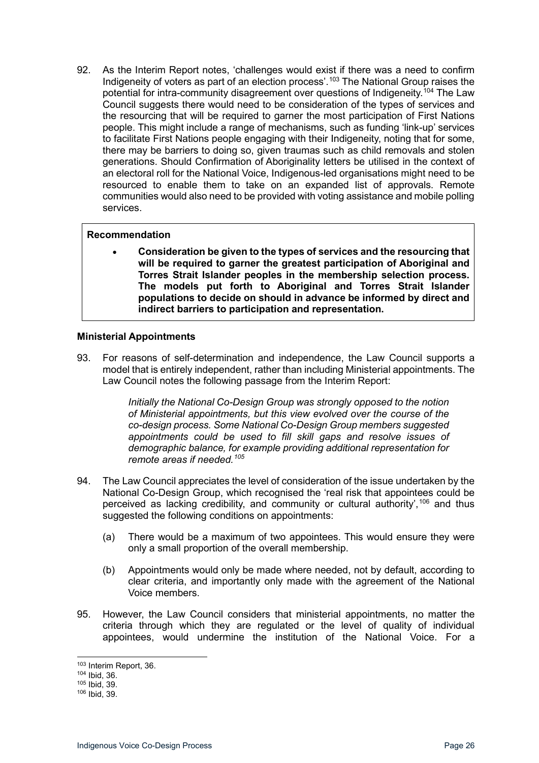92. As the Interim Report notes, 'challenges would exist if there was a need to confirm Indigeneity of voters as part of an election process'.[103] The National Group raises the potential for intra-community disagreement over questions of Indigeneity.[104] The Law Council suggests there would need to be consideration of the types of services and the resourcing that will be required to garner the most participation of First Nations people. This might include a range of mechanisms, such as funding 'link-up' services to facilitate First Nations people engaging with their Indigeneity, noting that for some, there may be barriers to doing so, given traumas such as child removals and stolen generations. Should Confirmation of Aboriginality letters be utilised in the context of an electoral roll for the National Voice, Indigenous-led organisations might need to be resourced to enable them to take on an expanded list of approvals. Remote communities would also need to be provided with voting assistance and mobile polling services.

> **Recommendation**
>
> - **Consideration be given to the types of services and the resourcing that will be required to garner the greatest participation of Aboriginal and Torres Strait Islander peoples in the membership selection process. The models put forth to Aboriginal and Torres Strait Islander populations to decide on should in advance be informed by direct and indirect barriers to participation and representation.**

**Ministerial Appointments**

93. For reasons of self-determination and independence, the Law Council supports a model that is entirely independent, rather than including Ministerial appointments. The Law Council notes the following passage from the Interim Report:

    > *Initially the National Co-Design Group was strongly opposed to the notion of Ministerial appointments, but this view evolved over the course of the co-design process. Some National Co-Design Group members suggested appointments could be used to fill skill gaps and resolve issues of demographic balance, for example providing additional representation for remote areas if needed.*[105]

94. The Law Council appreciates the level of consideration of the issue undertaken by the National Co-Design Group, which recognised the 'real risk that appointees could be perceived as lacking credibility, and community or cultural authority',[106] and thus suggested the following conditions on appointments:

    (a) There would be a maximum of two appointees. This would ensure they were only a small proportion of the overall membership.

    (b) Appointments would only be made where needed, not by default, according to clear criteria, and importantly only made with the agreement of the National Voice members.

95. However, the Law Council considers that ministerial appointments, no matter the criteria through which they are regulated or the level of quality of individual appointees, would undermine the institution of the National Voice. For a

---

[103] Interim Report, 36.
[104] Ibid, 36.
[105] Ibid, 39.
[106] Ibid, 39.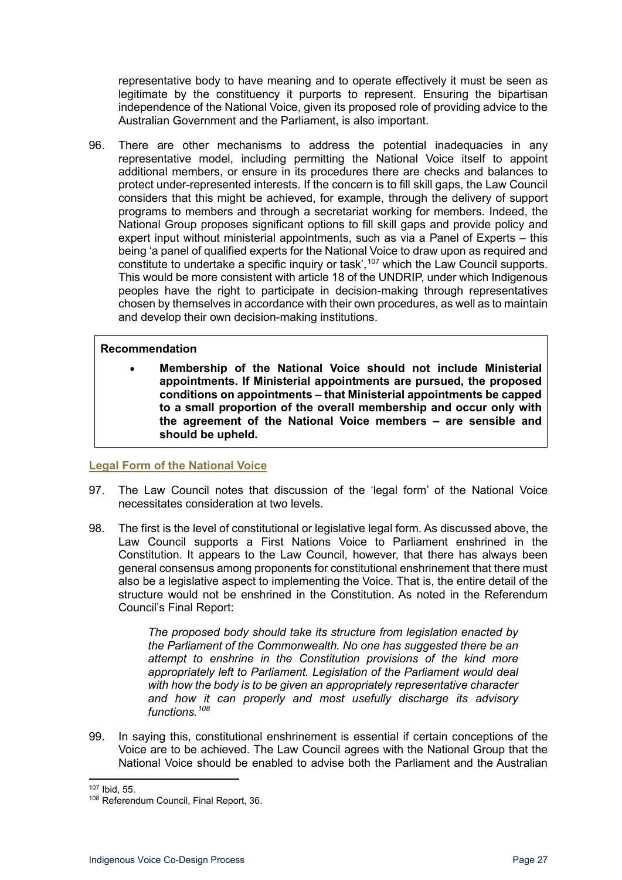representative body to have meaning and to operate effectively it must be seen as legitimate by the constituency it purports to represent. Ensuring the bipartisan independence of the National Voice, given its proposed role of providing advice to the Australian Government and the Parliament, is also important.

96. There are other mechanisms to address the potential inadequacies in any representative model, including permitting the National Voice itself to appoint additional members, or ensure in its procedures there are checks and balances to protect under-represented interests. If the concern is to fill skill gaps, the Law Council considers that this might be achieved, for example, through the delivery of support programs to members and through a secretariat working for members. Indeed, the National Group proposes significant options to fill skill gaps and provide policy and expert input without ministerial appointments, such as via a Panel of Experts – this being 'a panel of qualified experts for the National Voice to draw upon as required and constitute to undertake a specific inquiry or task',[107] which the Law Council supports. This would be more consistent with article 18 of the UNDRIP, under which Indigenous peoples have the right to participate in decision-making through representatives chosen by themselves in accordance with their own procedures, as well as to maintain and develop their own decision-making institutions.

> **Recommendation**
>
> - **Membership of the National Voice should not include Ministerial appointments. If Ministerial appointments are pursued, the proposed conditions on appointments – that Ministerial appointments be capped to a small proportion of the overall membership and occur only with the agreement of the National Voice members – are sensible and should be upheld.**

## Legal Form of the National Voice

97. The Law Council notes that discussion of the 'legal form' of the National Voice necessitates consideration at two levels.

98. The first is the level of constitutional or legislative legal form. As discussed above, the Law Council supports a First Nations Voice to Parliament enshrined in the Constitution. It appears to the Law Council, however, that there has always been general consensus among proponents for constitutional enshrinement that there must also be a legislative aspect to implementing the Voice. That is, the entire detail of the structure would not be enshrined in the Constitution. As noted in the Referendum Council's Final Report:

> *The proposed body should take its structure from legislation enacted by the Parliament of the Commonwealth. No one has suggested there be an attempt to enshrine in the Constitution provisions of the kind more appropriately left to Parliament. Legislation of the Parliament would deal with how the body is to be given an appropriately representative character and how it can properly and most usefully discharge its advisory functions.*[108]

99. In saying this, constitutional enshrinement is essential if certain conceptions of the Voice are to be achieved. The Law Council agrees with the National Group that the National Voice should be enabled to advise both the Parliament and the Australian

---

[107] Ibid, 55.

[108] Referendum Council, Final Report, 36.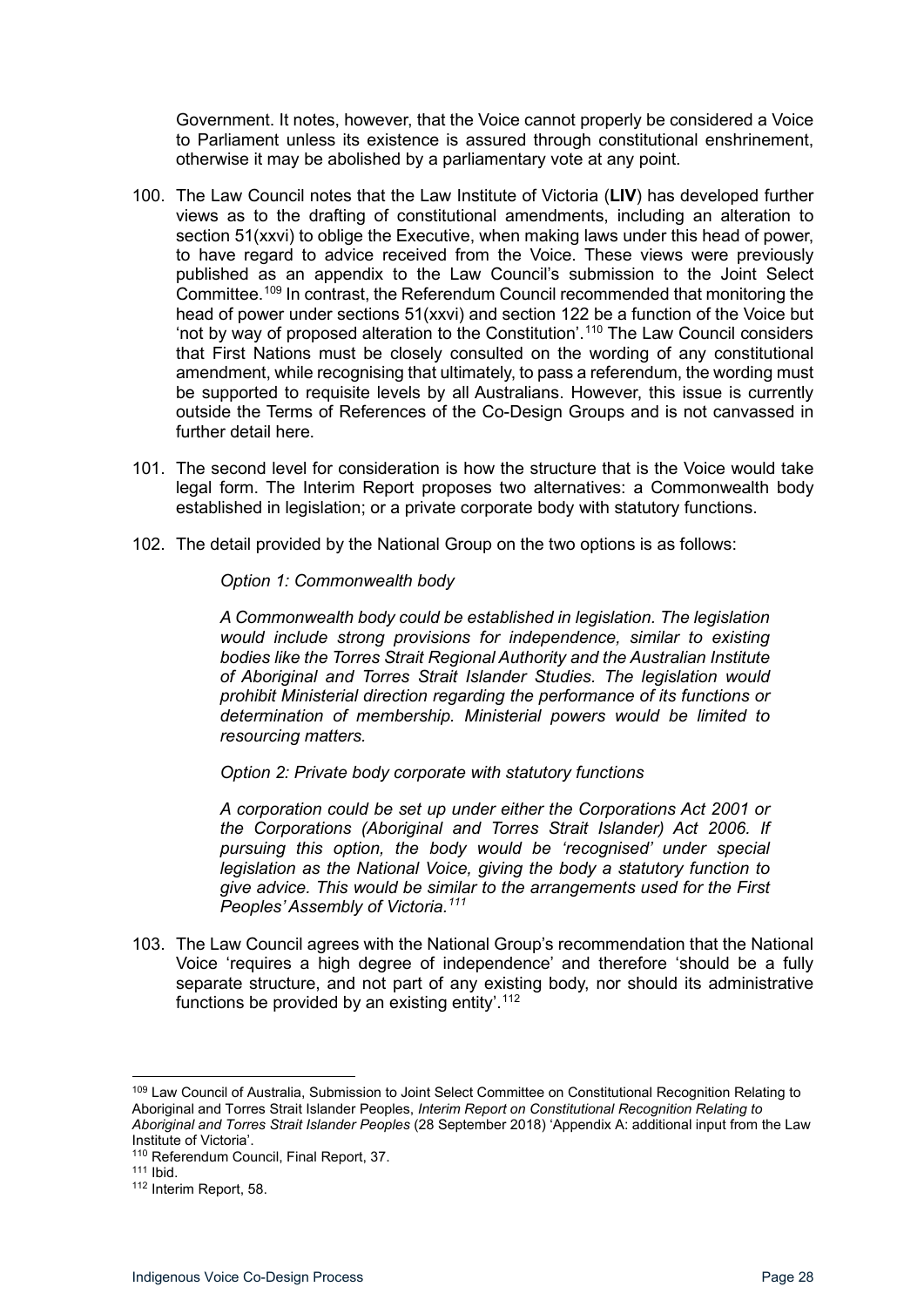Government. It notes, however, that the Voice cannot properly be considered a Voice to Parliament unless its existence is assured through constitutional enshrinement, otherwise it may be abolished by a parliamentary vote at any point.

100. The Law Council notes that the Law Institute of Victoria (**LIV**) has developed further views as to the drafting of constitutional amendments, including an alteration to section 51(xxvi) to oblige the Executive, when making laws under this head of power, to have regard to advice received from the Voice. These views were previously published as an appendix to the Law Council's submission to the Joint Select Committee.[109] In contrast, the Referendum Council recommended that monitoring the head of power under sections 51(xxvi) and section 122 be a function of the Voice but 'not by way of proposed alteration to the Constitution'.[110] The Law Council considers that First Nations must be closely consulted on the wording of any constitutional amendment, while recognising that ultimately, to pass a referendum, the wording must be supported to requisite levels by all Australians. However, this issue is currently outside the Terms of References of the Co-Design Groups and is not canvassed in further detail here.

101. The second level for consideration is how the structure that is the Voice would take legal form. The Interim Report proposes two alternatives: a Commonwealth body established in legislation; or a private corporate body with statutory functions.

102. The detail provided by the National Group on the two options is as follows:

> *Option 1: Commonwealth body*
>
> *A Commonwealth body could be established in legislation. The legislation would include strong provisions for independence, similar to existing bodies like the Torres Strait Regional Authority and the Australian Institute of Aboriginal and Torres Strait Islander Studies. The legislation would prohibit Ministerial direction regarding the performance of its functions or determination of membership. Ministerial powers would be limited to resourcing matters.*
>
> *Option 2: Private body corporate with statutory functions*
>
> *A corporation could be set up under either the Corporations Act 2001 or the Corporations (Aboriginal and Torres Strait Islander) Act 2006. If pursuing this option, the body would be 'recognised' under special legislation as the National Voice, giving the body a statutory function to give advice. This would be similar to the arrangements used for the First Peoples' Assembly of Victoria.*[111]

103. The Law Council agrees with the National Group's recommendation that the National Voice 'requires a high degree of independence' and therefore 'should be a fully separate structure, and not part of any existing body, nor should its administrative functions be provided by an existing entity'.[112]

---

[109] Law Council of Australia, Submission to Joint Select Committee on Constitutional Recognition Relating to Aboriginal and Torres Strait Islander Peoples, *Interim Report on Constitutional Recognition Relating to Aboriginal and Torres Strait Islander Peoples* (28 September 2018) 'Appendix A: additional input from the Law Institute of Victoria'.

[110] Referendum Council, Final Report, 37.

[111] Ibid.

[112] Interim Report, 58.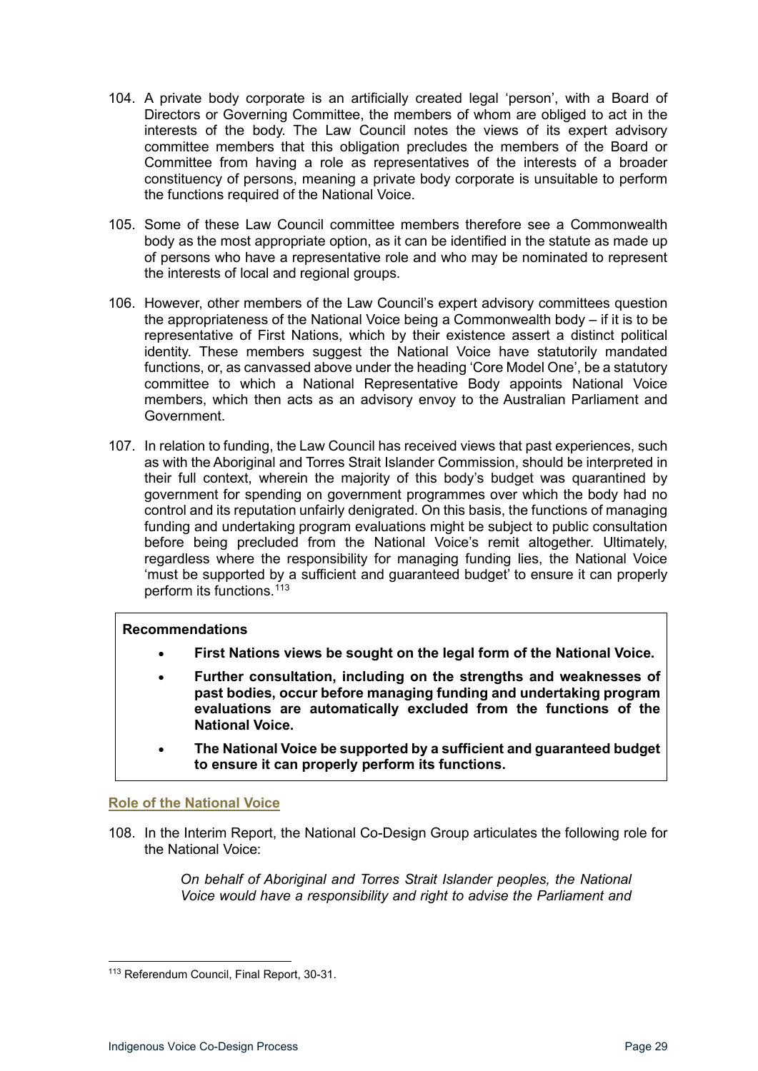104. A private body corporate is an artificially created legal 'person', with a Board of Directors or Governing Committee, the members of whom are obliged to act in the interests of the body. The Law Council notes the views of its expert advisory committee members that this obligation precludes the members of the Board or Committee from having a role as representatives of the interests of a broader constituency of persons, meaning a private body corporate is unsuitable to perform the functions required of the National Voice.

105. Some of these Law Council committee members therefore see a Commonwealth body as the most appropriate option, as it can be identified in the statute as made up of persons who have a representative role and who may be nominated to represent the interests of local and regional groups.

106. However, other members of the Law Council's expert advisory committees question the appropriateness of the National Voice being a Commonwealth body – if it is to be representative of First Nations, which by their existence assert a distinct political identity. These members suggest the National Voice have statutorily mandated functions, or, as canvassed above under the heading 'Core Model One', be a statutory committee to which a National Representative Body appoints National Voice members, which then acts as an advisory envoy to the Australian Parliament and Government.

107. In relation to funding, the Law Council has received views that past experiences, such as with the Aboriginal and Torres Strait Islander Commission, should be interpreted in their full context, wherein the majority of this body's budget was quarantined by government for spending on government programmes over which the body had no control and its reputation unfairly denigrated. On this basis, the functions of managing funding and undertaking program evaluations might be subject to public consultation before being precluded from the National Voice's remit altogether. Ultimately, regardless where the responsibility for managing funding lies, the National Voice 'must be supported by a sufficient and guaranteed budget' to ensure it can properly perform its functions.[113]

> **Recommendations**
>
> - **First Nations views be sought on the legal form of the National Voice.**
> - **Further consultation, including on the strengths and weaknesses of past bodies, occur before managing funding and undertaking program evaluations are automatically excluded from the functions of the National Voice.**
> - **The National Voice be supported by a sufficient and guaranteed budget to ensure it can properly perform its functions.**

### Role of the National Voice

108. In the Interim Report, the National Co-Design Group articulates the following role for the National Voice:

> *On behalf of Aboriginal and Torres Strait Islander peoples, the National Voice would have a responsibility and right to advise the Parliament and*

[113] Referendum Council, Final Report, 30-31.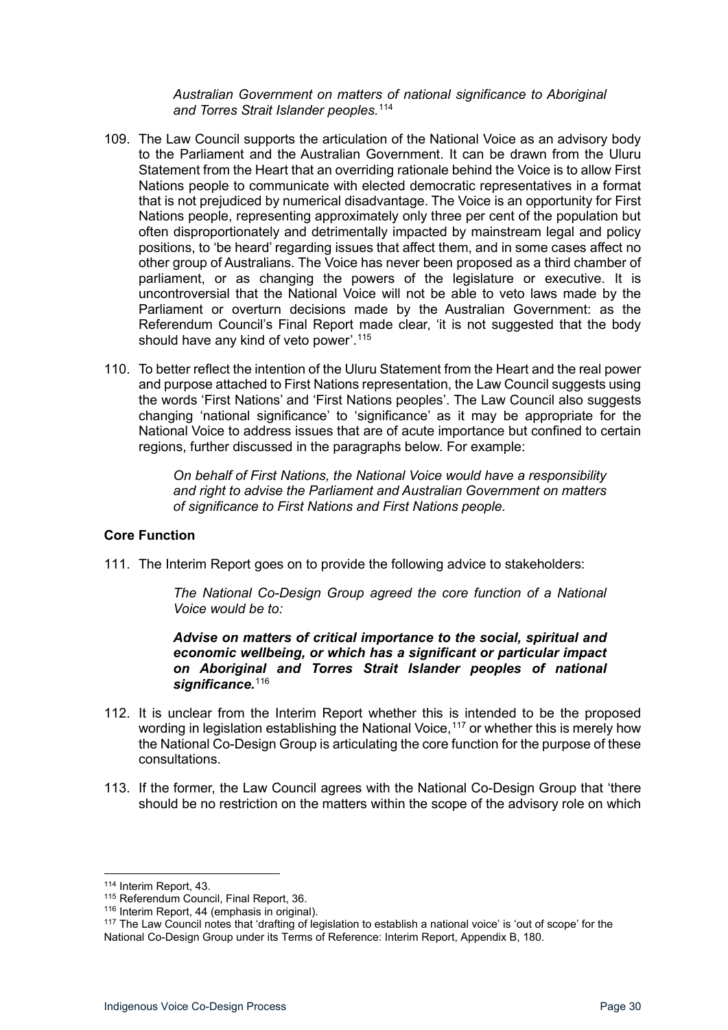> *Australian Government on matters of national significance to Aboriginal and Torres Strait Islander peoples.*[114]

109. The Law Council supports the articulation of the National Voice as an advisory body to the Parliament and the Australian Government. It can be drawn from the Uluru Statement from the Heart that an overriding rationale behind the Voice is to allow First Nations people to communicate with elected democratic representatives in a format that is not prejudiced by numerical disadvantage. The Voice is an opportunity for First Nations people, representing approximately only three per cent of the population but often disproportionately and detrimentally impacted by mainstream legal and policy positions, to 'be heard' regarding issues that affect them, and in some cases affect no other group of Australians. The Voice has never been proposed as a third chamber of parliament, or as changing the powers of the legislature or executive. It is uncontroversial that the National Voice will not be able to veto laws made by the Parliament or overturn decisions made by the Australian Government: as the Referendum Council's Final Report made clear, 'it is not suggested that the body should have any kind of veto power'.[115]

110. To better reflect the intention of the Uluru Statement from the Heart and the real power and purpose attached to First Nations representation, the Law Council suggests using the words 'First Nations' and 'First Nations peoples'. The Law Council also suggests changing 'national significance' to 'significance' as it may be appropriate for the National Voice to address issues that are of acute importance but confined to certain regions, further discussed in the paragraphs below. For example:

> *On behalf of First Nations, the National Voice would have a responsibility and right to advise the Parliament and Australian Government on matters of significance to First Nations and First Nations people.*

**Core Function**

111. The Interim Report goes on to provide the following advice to stakeholders:

> *The National Co-Design Group agreed the core function of a National Voice would be to:*
>
> ***Advise on matters of critical importance to the social, spiritual and economic wellbeing, or which has a significant or particular impact on Aboriginal and Torres Strait Islander peoples of national significance.***[116]

112. It is unclear from the Interim Report whether this is intended to be the proposed wording in legislation establishing the National Voice,[117] or whether this is merely how the National Co-Design Group is articulating the core function for the purpose of these consultations.

113. If the former, the Law Council agrees with the National Co-Design Group that 'there should be no restriction on the matters within the scope of the advisory role on which

---

[114] Interim Report, 43.

[115] Referendum Council, Final Report, 36.

[116] Interim Report, 44 (emphasis in original).

[117] The Law Council notes that 'drafting of legislation to establish a national voice' is 'out of scope' for the National Co-Design Group under its Terms of Reference: Interim Report, Appendix B, 180.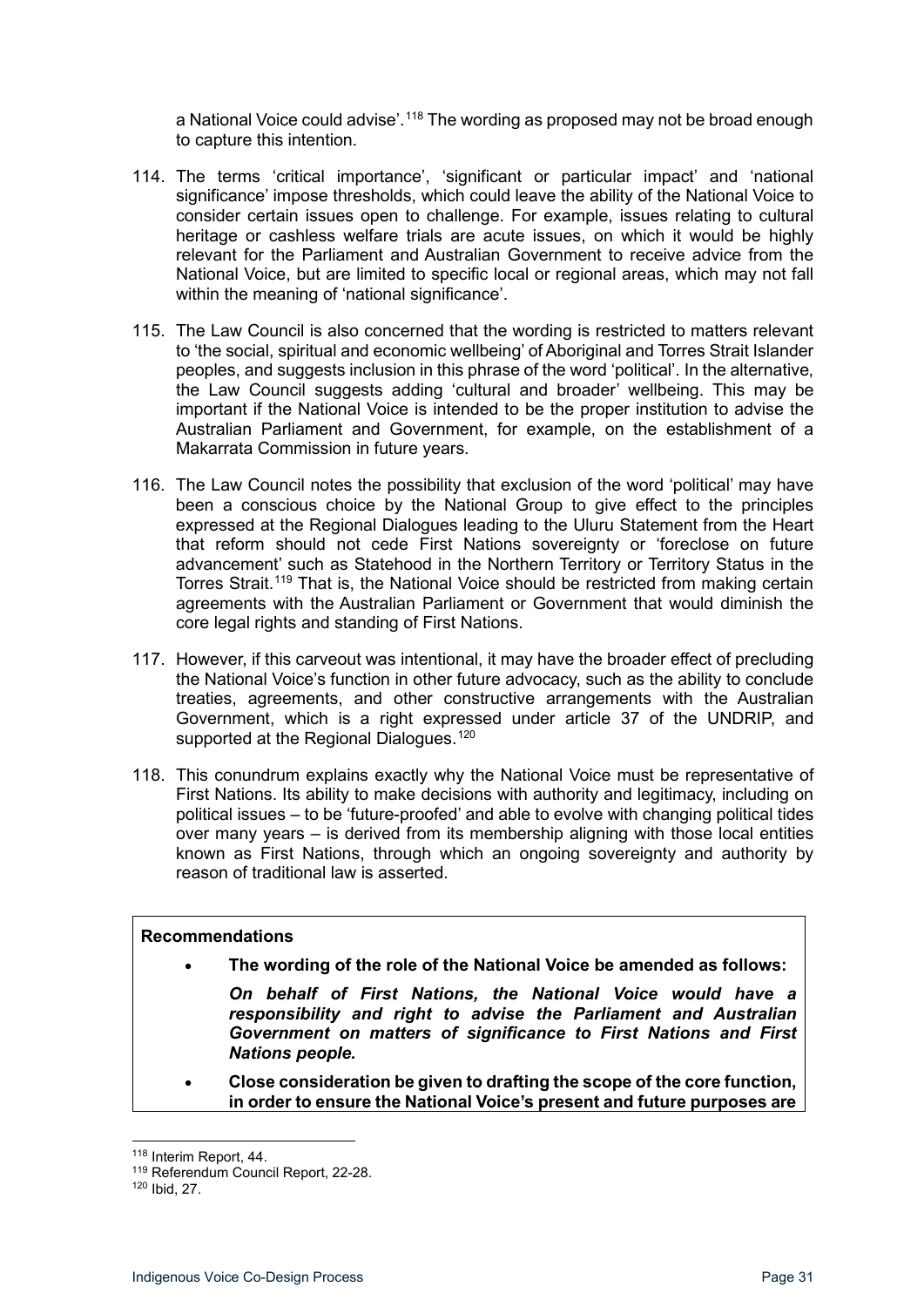a National Voice could advise'.[118] The wording as proposed may not be broad enough to capture this intention.

114. The terms 'critical importance', 'significant or particular impact' and 'national significance' impose thresholds, which could leave the ability of the National Voice to consider certain issues open to challenge. For example, issues relating to cultural heritage or cashless welfare trials are acute issues, on which it would be highly relevant for the Parliament and Australian Government to receive advice from the National Voice, but are limited to specific local or regional areas, which may not fall within the meaning of 'national significance'.

115. The Law Council is also concerned that the wording is restricted to matters relevant to 'the social, spiritual and economic wellbeing' of Aboriginal and Torres Strait Islander peoples, and suggests inclusion in this phrase of the word 'political'. In the alternative, the Law Council suggests adding 'cultural and broader' wellbeing. This may be important if the National Voice is intended to be the proper institution to advise the Australian Parliament and Government, for example, on the establishment of a Makarrata Commission in future years.

116. The Law Council notes the possibility that exclusion of the word 'political' may have been a conscious choice by the National Group to give effect to the principles expressed at the Regional Dialogues leading to the Uluru Statement from the Heart that reform should not cede First Nations sovereignty or 'foreclose on future advancement' such as Statehood in the Northern Territory or Territory Status in the Torres Strait.[119] That is, the National Voice should be restricted from making certain agreements with the Australian Parliament or Government that would diminish the core legal rights and standing of First Nations.

117. However, if this carveout was intentional, it may have the broader effect of precluding the National Voice's function in other future advocacy, such as the ability to conclude treaties, agreements, and other constructive arrangements with the Australian Government, which is a right expressed under article 37 of the UNDRIP, and supported at the Regional Dialogues.[120]

118. This conundrum explains exactly why the National Voice must be representative of First Nations. Its ability to make decisions with authority and legitimacy, including on political issues – to be 'future-proofed' and able to evolve with changing political tides over many years – is derived from its membership aligning with those local entities known as First Nations, through which an ongoing sovereignty and authority by reason of traditional law is asserted.

**Recommendations**

- **The wording of the role of the National Voice be amended as follows:**

  ***On behalf of First Nations, the National Voice would have a responsibility and right to advise the Parliament and Australian Government on matters of significance to First Nations and First Nations people.***

- **Close consideration be given to drafting the scope of the core function, in order to ensure the National Voice's present and future purposes are**

[118] Interim Report, 44.

[119] Referendum Council Report, 22-28.

[120] Ibid, 27.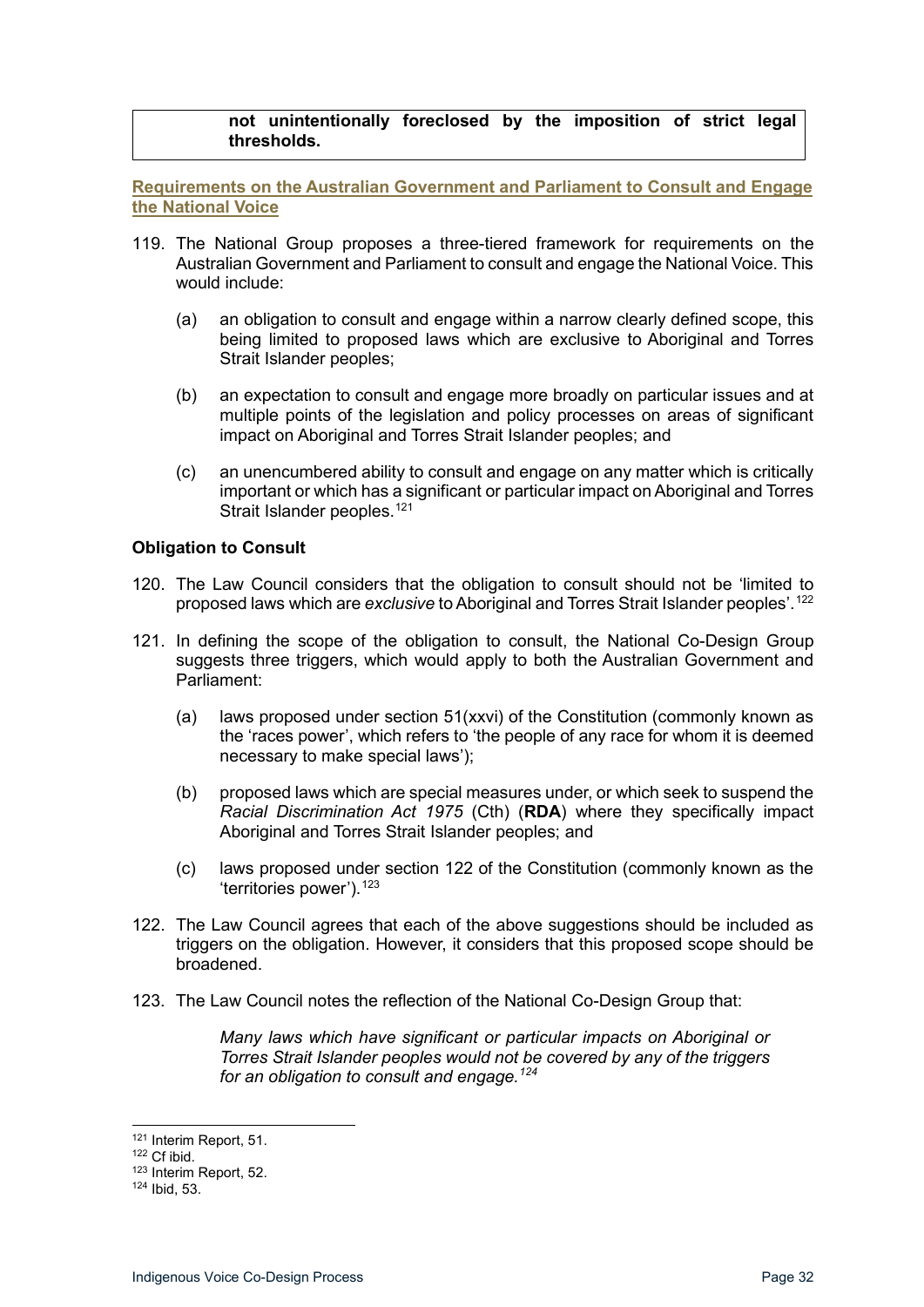**not unintentionally foreclosed by the imposition of strict legal thresholds.**

**Requirements on the Australian Government and Parliament to Consult and Engage the National Voice**

119. The National Group proposes a three-tiered framework for requirements on the Australian Government and Parliament to consult and engage the National Voice. This would include:

    (a) an obligation to consult and engage within a narrow clearly defined scope, this being limited to proposed laws which are exclusive to Aboriginal and Torres Strait Islander peoples;

    (b) an expectation to consult and engage more broadly on particular issues and at multiple points of the legislation and policy processes on areas of significant impact on Aboriginal and Torres Strait Islander peoples; and

    (c) an unencumbered ability to consult and engage on any matter which is critically important or which has a significant or particular impact on Aboriginal and Torres Strait Islander peoples.[121]

**Obligation to Consult**

120. The Law Council considers that the obligation to consult should not be 'limited to proposed laws which are *exclusive* to Aboriginal and Torres Strait Islander peoples'.[122]

121. In defining the scope of the obligation to consult, the National Co-Design Group suggests three triggers, which would apply to both the Australian Government and Parliament:

    (a) laws proposed under section 51(xxvi) of the Constitution (commonly known as the 'races power', which refers to 'the people of any race for whom it is deemed necessary to make special laws');

    (b) proposed laws which are special measures under, or which seek to suspend the *Racial Discrimination Act 1975* (Cth) (**RDA**) where they specifically impact Aboriginal and Torres Strait Islander peoples; and

    (c) laws proposed under section 122 of the Constitution (commonly known as the 'territories power').[123]

122. The Law Council agrees that each of the above suggestions should be included as triggers on the obligation. However, it considers that this proposed scope should be broadened.

123. The Law Council notes the reflection of the National Co-Design Group that:

> *Many laws which have significant or particular impacts on Aboriginal or Torres Strait Islander peoples would not be covered by any of the triggers for an obligation to consult and engage.[124]*

---

[121] Interim Report, 51.
[122] Cf ibid.
[123] Interim Report, 52.
[124] Ibid, 53.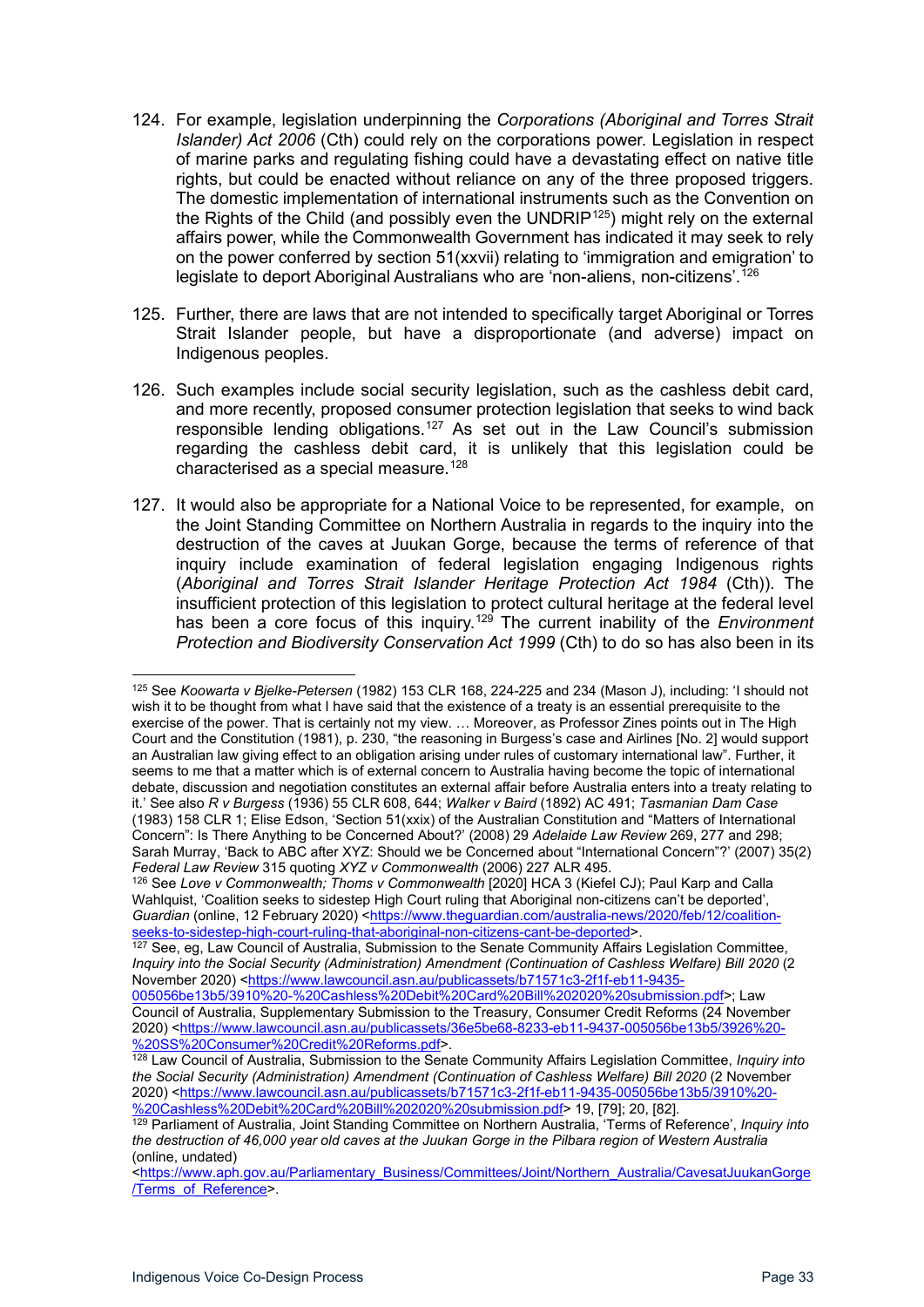124. For example, legislation underpinning the *Corporations (Aboriginal and Torres Strait Islander) Act 2006* (Cth) could rely on the corporations power. Legislation in respect of marine parks and regulating fishing could have a devastating effect on native title rights, but could be enacted without reliance on any of the three proposed triggers. The domestic implementation of international instruments such as the Convention on the Rights of the Child (and possibly even the UNDRIP[125]) might rely on the external affairs power, while the Commonwealth Government has indicated it may seek to rely on the power conferred by section 51(xxvii) relating to 'immigration and emigration' to legislate to deport Aboriginal Australians who are 'non-aliens, non-citizens'.[126]

125. Further, there are laws that are not intended to specifically target Aboriginal or Torres Strait Islander people, but have a disproportionate (and adverse) impact on Indigenous peoples.

126. Such examples include social security legislation, such as the cashless debit card, and more recently, proposed consumer protection legislation that seeks to wind back responsible lending obligations.[127] As set out in the Law Council's submission regarding the cashless debit card, it is unlikely that this legislation could be characterised as a special measure.[128]

127. It would also be appropriate for a National Voice to be represented, for example, on the Joint Standing Committee on Northern Australia in regards to the inquiry into the destruction of the caves at Juukan Gorge, because the terms of reference of that inquiry include examination of federal legislation engaging Indigenous rights (*Aboriginal and Torres Strait Islander Heritage Protection Act 1984* (Cth)). The insufficient protection of this legislation to protect cultural heritage at the federal level has been a core focus of this inquiry.[129] The current inability of the *Environment Protection and Biodiversity Conservation Act 1999* (Cth) to do so has also been in its

---

[125] See *Koowarta v Bjelke-Petersen* (1982) 153 CLR 168, 224-225 and 234 (Mason J), including: 'I should not wish it to be thought from what I have said that the existence of a treaty is an essential prerequisite to the exercise of the power. That is certainly not my view. … Moreover, as Professor Zines points out in The High Court and the Constitution (1981), p. 230, "the reasoning in Burgess's case and Airlines [No. 2] would support an Australian law giving effect to an obligation arising under rules of customary international law". Further, it seems to me that a matter which is of external concern to Australia having become the topic of international debate, discussion and negotiation constitutes an external affair before Australia enters into a treaty relating to it.' See also *R v Burgess* (1936) 55 CLR 608, 644; *Walker v Baird* (1892) AC 491; *Tasmanian Dam Case* (1983) 158 CLR 1; Elise Edson, 'Section 51(xxix) of the Australian Constitution and "Matters of International Concern": Is There Anything to be Concerned About?' (2008) 29 *Adelaide Law Review* 269, 277 and 298; Sarah Murray, 'Back to ABC after XYZ: Should we be Concerned about "International Concern"?' (2007) 35(2) *Federal Law Review* 315 quoting *XYZ v Commonwealth* (2006) 227 ALR 495.

[126] See *Love v Commonwealth; Thoms v Commonwealth* [2020] HCA 3 (Kiefel CJ); Paul Karp and Calla Wahlquist, 'Coalition seeks to sidestep High Court ruling that Aboriginal non-citizens can't be deported', *Guardian* (online, 12 February 2020) <https://www.theguardian.com/australia-news/2020/feb/12/coalition-seeks-to-sidestep-high-court-ruling-that-aboriginal-non-citizens-cant-be-deported>.

[127] See, eg, Law Council of Australia, Submission to the Senate Community Affairs Legislation Committee, *Inquiry into the Social Security (Administration) Amendment (Continuation of Cashless Welfare) Bill 2020* (2 November 2020) <https://www.lawcouncil.asn.au/publicassets/b71571c3-2f1f-eb11-9435-005056be13b5/3910%20-%20Cashless%20Debit%20Card%20Bill%202020%20submission.pdf>; Law Council of Australia, Supplementary Submission to the Treasury, Consumer Credit Reforms (24 November 2020) <https://www.lawcouncil.asn.au/publicassets/36e5be68-8233-eb11-9437-005056be13b5/3926%20-%20SS%20Consumer%20Credit%20Reforms.pdf>.

[128] Law Council of Australia, Submission to the Senate Community Affairs Legislation Committee, *Inquiry into the Social Security (Administration) Amendment (Continuation of Cashless Welfare) Bill 2020* (2 November 2020) <https://www.lawcouncil.asn.au/publicassets/b71571c3-2f1f-eb11-9435-005056be13b5/3910%20-%20Cashless%20Debit%20Card%20Bill%202020%20submission.pdf> 19, [79]; 20, [82].

[129] Parliament of Australia, Joint Standing Committee on Northern Australia, 'Terms of Reference', *Inquiry into the destruction of 46,000 year old caves at the Juukan Gorge in the Pilbara region of Western Australia* (online, undated) <https://www.aph.gov.au/Parliamentary_Business/Committees/Joint/Northern_Australia/CavesatJuukanGorge/Terms_of_Reference>.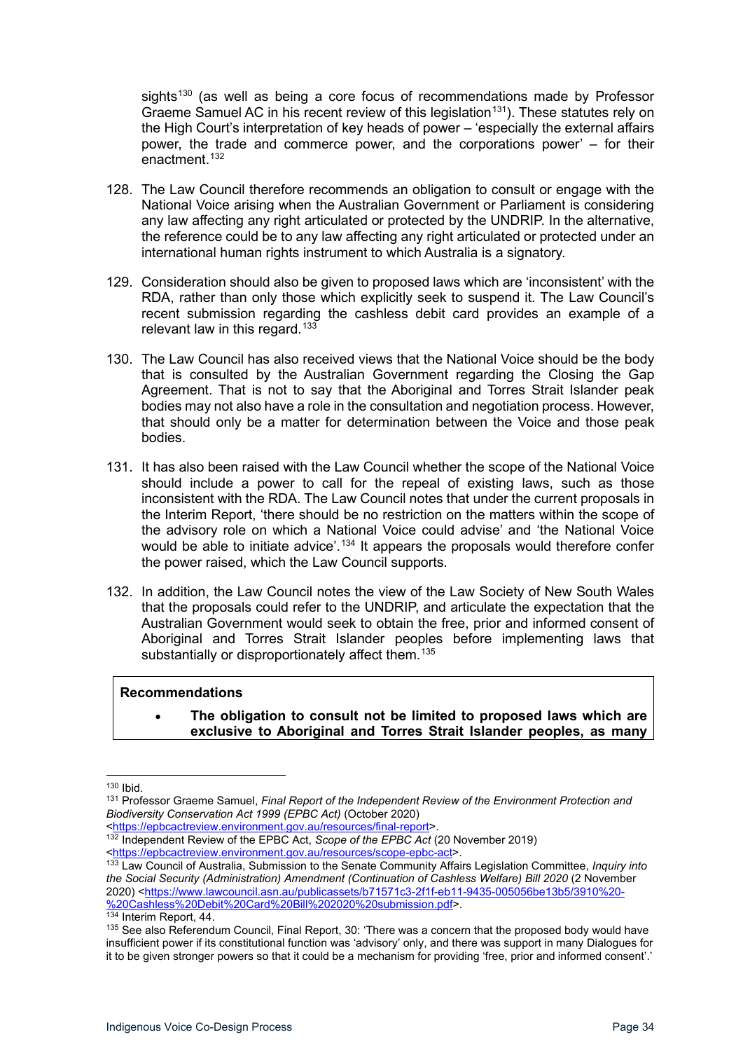sights[130] (as well as being a core focus of recommendations made by Professor Graeme Samuel AC in his recent review of this legislation[131]). These statutes rely on the High Court's interpretation of key heads of power – 'especially the external affairs power, the trade and commerce power, and the corporations power' – for their enactment.[132]

128. The Law Council therefore recommends an obligation to consult or engage with the National Voice arising when the Australian Government or Parliament is considering any law affecting any right articulated or protected by the UNDRIP. In the alternative, the reference could be to any law affecting any right articulated or protected under an international human rights instrument to which Australia is a signatory.

129. Consideration should also be given to proposed laws which are 'inconsistent' with the RDA, rather than only those which explicitly seek to suspend it. The Law Council's recent submission regarding the cashless debit card provides an example of a relevant law in this regard.[133]

130. The Law Council has also received views that the National Voice should be the body that is consulted by the Australian Government regarding the Closing the Gap Agreement. That is not to say that the Aboriginal and Torres Strait Islander peak bodies may not also have a role in the consultation and negotiation process. However, that should only be a matter for determination between the Voice and those peak bodies.

131. It has also been raised with the Law Council whether the scope of the National Voice should include a power to call for the repeal of existing laws, such as those inconsistent with the RDA. The Law Council notes that under the current proposals in the Interim Report, 'there should be no restriction on the matters within the scope of the advisory role on which a National Voice could advise' and 'the National Voice would be able to initiate advice'.[134] It appears the proposals would therefore confer the power raised, which the Law Council supports.

132. In addition, the Law Council notes the view of the Law Society of New South Wales that the proposals could refer to the UNDRIP, and articulate the expectation that the Australian Government would seek to obtain the free, prior and informed consent of Aboriginal and Torres Strait Islander peoples before implementing laws that substantially or disproportionately affect them.[135]

**Recommendations**

- **The obligation to consult not be limited to proposed laws which are exclusive to Aboriginal and Torres Strait Islander peoples, as many**

---

[130] Ibid.

[131] Professor Graeme Samuel, *Final Report of the Independent Review of the Environment Protection and Biodiversity Conservation Act 1999 (EPBC Act)* (October 2020) <https://epbcactreview.environment.gov.au/resources/final-report>.

[132] Independent Review of the EPBC Act, *Scope of the EPBC Act* (20 November 2019) <https://epbcactreview.environment.gov.au/resources/scope-epbc-act>.

[133] Law Council of Australia, Submission to the Senate Community Affairs Legislation Committee, *Inquiry into the Social Security (Administration) Amendment (Continuation of Cashless Welfare) Bill 2020* (2 November 2020) <https://www.lawcouncil.asn.au/publicassets/b71571c3-2f1f-eb11-9435-005056be13b5/3910%20-%20Cashless%20Debit%20Card%20Bill%202020%20submission.pdf>.

[134] Interim Report, 44.

[135] See also Referendum Council, Final Report, 30: 'There was a concern that the proposed body would have insufficient power if its constitutional function was 'advisory' only, and there was support in many Dialogues for it to be given stronger powers so that it could be a mechanism for providing 'free, prior and informed consent'.'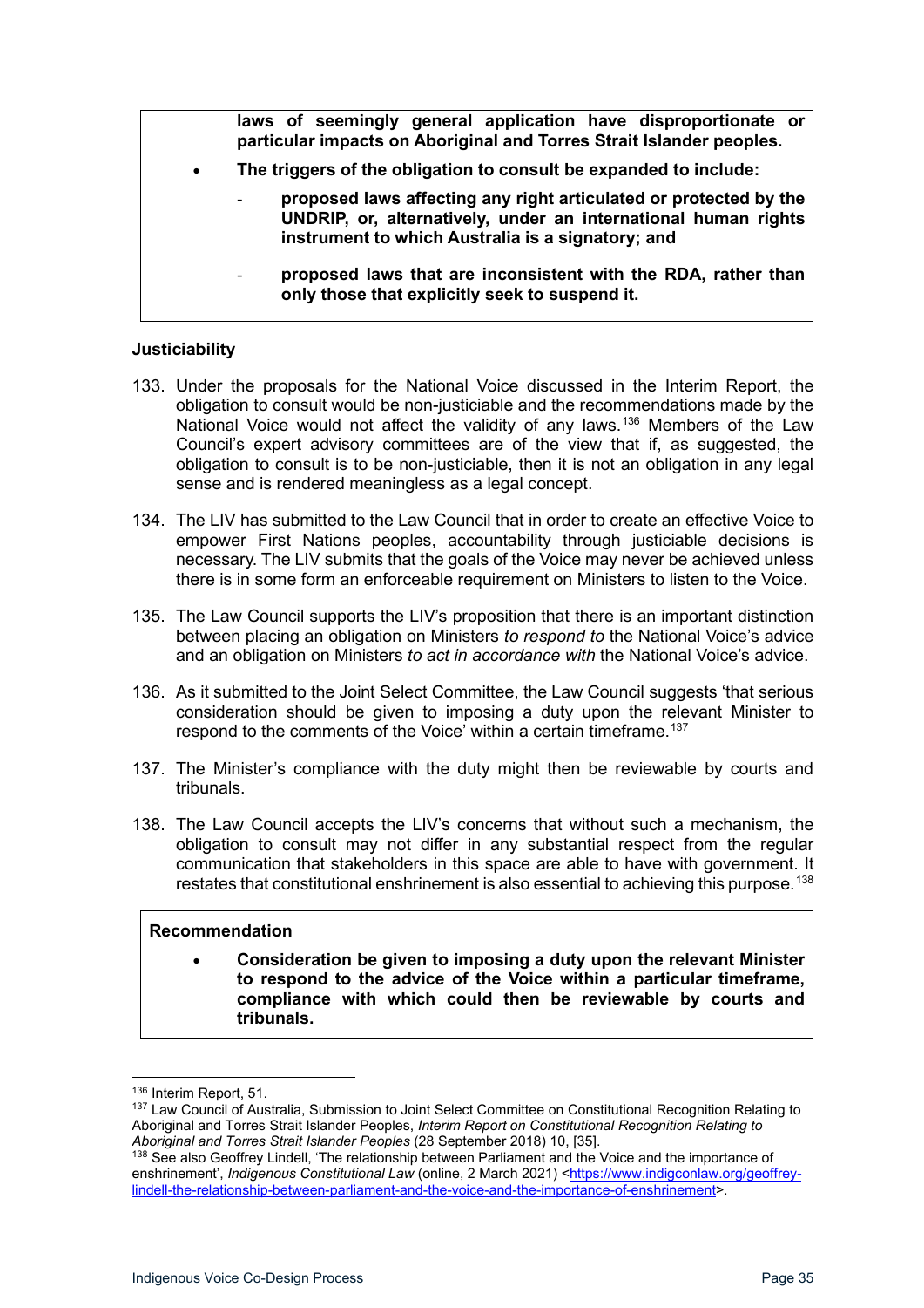> **laws of seemingly general application have disproportionate or particular impacts on Aboriginal and Torres Strait Islander peoples.**
>
> - **The triggers of the obligation to consult be expanded to include:**
>   - **proposed laws affecting any right articulated or protected by the UNDRIP, or, alternatively, under an international human rights instrument to which Australia is a signatory; and**
>   - **proposed laws that are inconsistent with the RDA, rather than only those that explicitly seek to suspend it.**

### Justiciability

133. Under the proposals for the National Voice discussed in the Interim Report, the obligation to consult would be non-justiciable and the recommendations made by the National Voice would not affect the validity of any laws.[136] Members of the Law Council's expert advisory committees are of the view that if, as suggested, the obligation to consult is to be non-justiciable, then it is not an obligation in any legal sense and is rendered meaningless as a legal concept.

134. The LIV has submitted to the Law Council that in order to create an effective Voice to empower First Nations peoples, accountability through justiciable decisions is necessary. The LIV submits that the goals of the Voice may never be achieved unless there is in some form an enforceable requirement on Ministers to listen to the Voice.

135. The Law Council supports the LIV's proposition that there is an important distinction between placing an obligation on Ministers *to respond to* the National Voice's advice and an obligation on Ministers *to act in accordance with* the National Voice's advice.

136. As it submitted to the Joint Select Committee, the Law Council suggests 'that serious consideration should be given to imposing a duty upon the relevant Minister to respond to the comments of the Voice' within a certain timeframe.[137]

137. The Minister's compliance with the duty might then be reviewable by courts and tribunals.

138. The Law Council accepts the LIV's concerns that without such a mechanism, the obligation to consult may not differ in any substantial respect from the regular communication that stakeholders in this space are able to have with government. It restates that constitutional enshrinement is also essential to achieving this purpose.[138]

> **Recommendation**
>
> - **Consideration be given to imposing a duty upon the relevant Minister to respond to the advice of the Voice within a particular timeframe, compliance with which could then be reviewable by courts and tribunals.**

---

[136] Interim Report, 51.

[137] Law Council of Australia, Submission to Joint Select Committee on Constitutional Recognition Relating to Aboriginal and Torres Strait Islander Peoples, *Interim Report on Constitutional Recognition Relating to Aboriginal and Torres Strait Islander Peoples* (28 September 2018) 10, [35].

[138] See also Geoffrey Lindell, 'The relationship between Parliament and the Voice and the importance of enshrinement', *Indigenous Constitutional Law* (online, 2 March 2021) <https://www.indigconlaw.org/geoffrey-lindell-the-relationship-between-parliament-and-the-voice-and-the-importance-of-enshrinement>.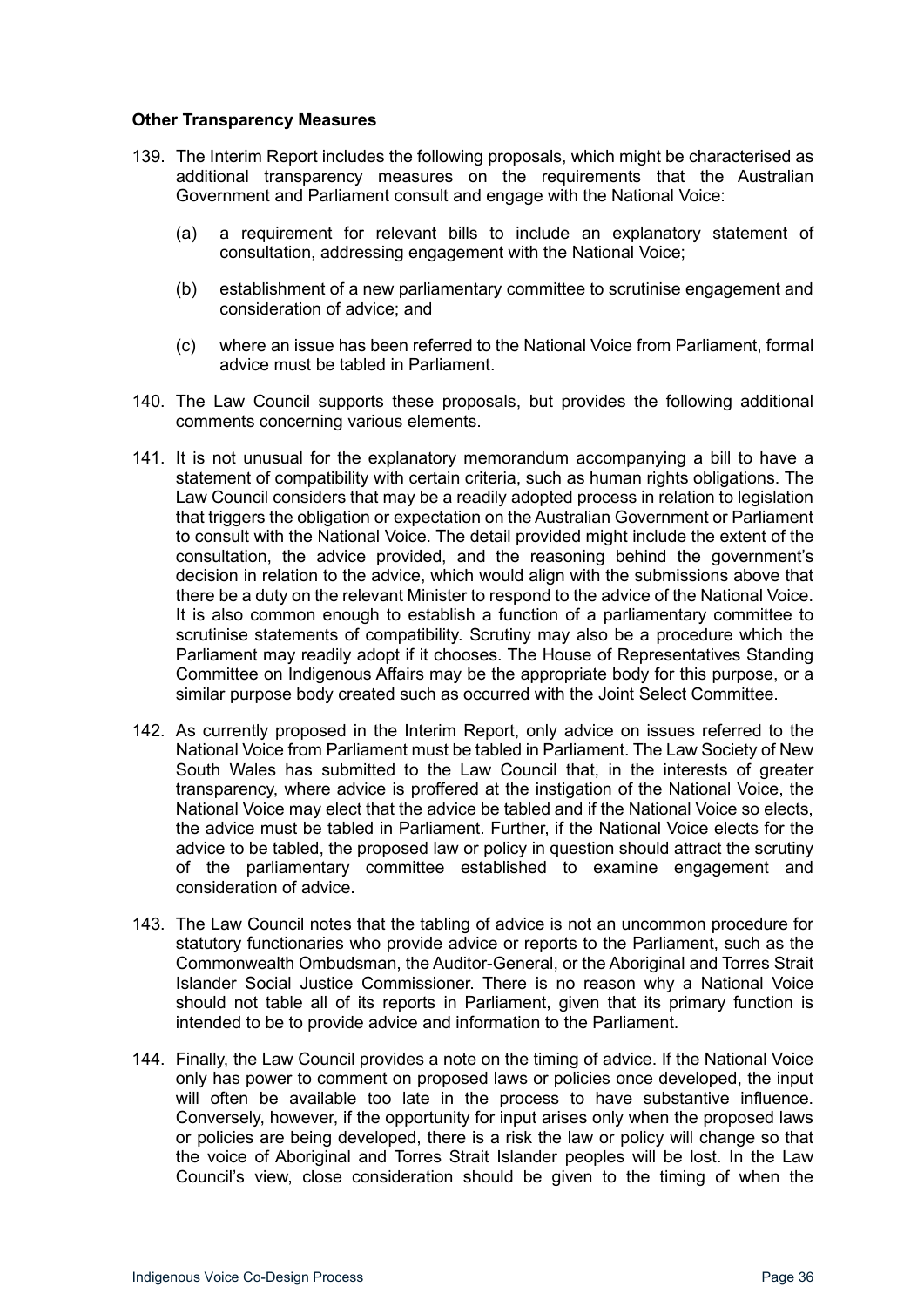### Other Transparency Measures

139. The Interim Report includes the following proposals, which might be characterised as additional transparency measures on the requirements that the Australian Government and Parliament consult and engage with the National Voice:

    (a) a requirement for relevant bills to include an explanatory statement of consultation, addressing engagement with the National Voice;

    (b) establishment of a new parliamentary committee to scrutinise engagement and consideration of advice; and

    (c) where an issue has been referred to the National Voice from Parliament, formal advice must be tabled in Parliament.

140. The Law Council supports these proposals, but provides the following additional comments concerning various elements.

141. It is not unusual for the explanatory memorandum accompanying a bill to have a statement of compatibility with certain criteria, such as human rights obligations. The Law Council considers that may be a readily adopted process in relation to legislation that triggers the obligation or expectation on the Australian Government or Parliament to consult with the National Voice. The detail provided might include the extent of the consultation, the advice provided, and the reasoning behind the government's decision in relation to the advice, which would align with the submissions above that there be a duty on the relevant Minister to respond to the advice of the National Voice. It is also common enough to establish a function of a parliamentary committee to scrutinise statements of compatibility. Scrutiny may also be a procedure which the Parliament may readily adopt if it chooses. The House of Representatives Standing Committee on Indigenous Affairs may be the appropriate body for this purpose, or a similar purpose body created such as occurred with the Joint Select Committee.

142. As currently proposed in the Interim Report, only advice on issues referred to the National Voice from Parliament must be tabled in Parliament. The Law Society of New South Wales has submitted to the Law Council that, in the interests of greater transparency, where advice is proffered at the instigation of the National Voice, the National Voice may elect that the advice be tabled and if the National Voice so elects, the advice must be tabled in Parliament. Further, if the National Voice elects for the advice to be tabled, the proposed law or policy in question should attract the scrutiny of the parliamentary committee established to examine engagement and consideration of advice.

143. The Law Council notes that the tabling of advice is not an uncommon procedure for statutory functionaries who provide advice or reports to the Parliament, such as the Commonwealth Ombudsman, the Auditor-General, or the Aboriginal and Torres Strait Islander Social Justice Commissioner. There is no reason why a National Voice should not table all of its reports in Parliament, given that its primary function is intended to be to provide advice and information to the Parliament.

144. Finally, the Law Council provides a note on the timing of advice. If the National Voice only has power to comment on proposed laws or policies once developed, the input will often be available too late in the process to have substantive influence. Conversely, however, if the opportunity for input arises only when the proposed laws or policies are being developed, there is a risk the law or policy will change so that the voice of Aboriginal and Torres Strait Islander peoples will be lost. In the Law Council's view, close consideration should be given to the timing of when the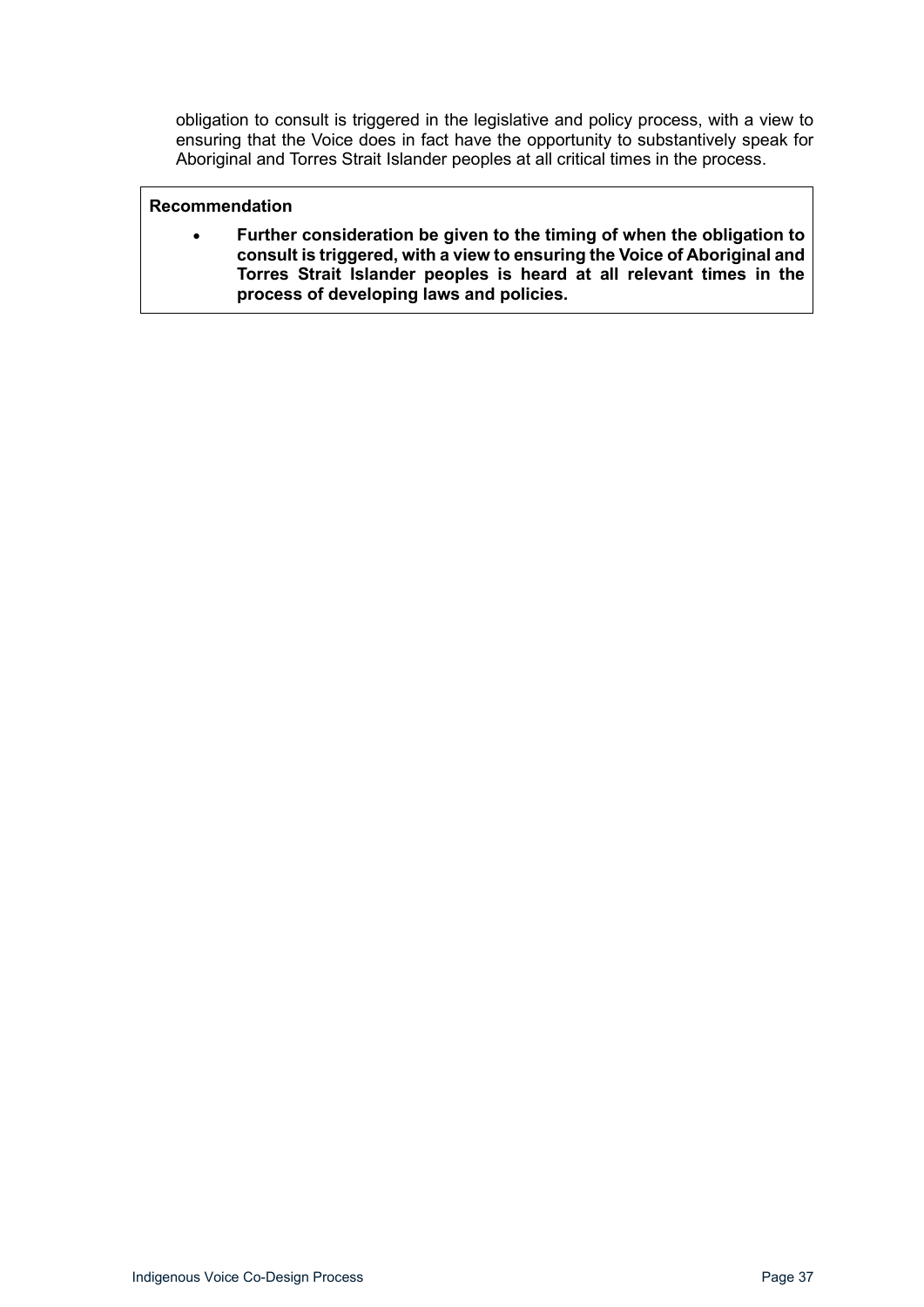obligation to consult is triggered in the legislative and policy process, with a view to ensuring that the Voice does in fact have the opportunity to substantively speak for Aboriginal and Torres Strait Islander peoples at all critical times in the process.

**Recommendation**

- **Further consideration be given to the timing of when the obligation to consult is triggered, with a view to ensuring the Voice of Aboriginal and Torres Strait Islander peoples is heard at all relevant times in the process of developing laws and policies.**